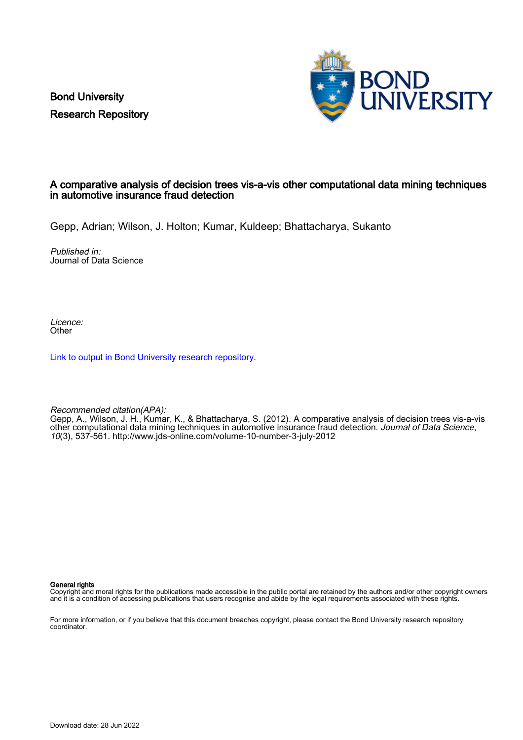Bond University
Research Repository

# A comparative analysis of decision trees vis-a-vis other computational data mining techniques in automotive insurance fraud detection

Gepp, Adrian; Wilson, J. Holton; Kumar, Kuldeep; Bhattacharya, Sukanto

*Published in:*
Journal of Data Science

*Licence:*
Other

Link to output in Bond University research repository.

*Recommended citation(APA):*
Gepp, A., Wilson, J. H., Kumar, K., & Bhattacharya, S. (2012). A comparative analysis of decision trees vis-a-vis other computational data mining techniques in automotive insurance fraud detection. *Journal of Data Science*, *10*(3), 537-561. http://www.jds-online.com/volume-10-number-3-july-2012

**General rights**
Copyright and moral rights for the publications made accessible in the public portal are retained by the authors and/or other copyright owners and it is a condition of accessing publications that users recognise and abide by the legal requirements associated with these rights.

For more information, or if you believe that this document breaches copyright, please contact the Bond University research repository coordinator.

Download date: 28 Jun 2022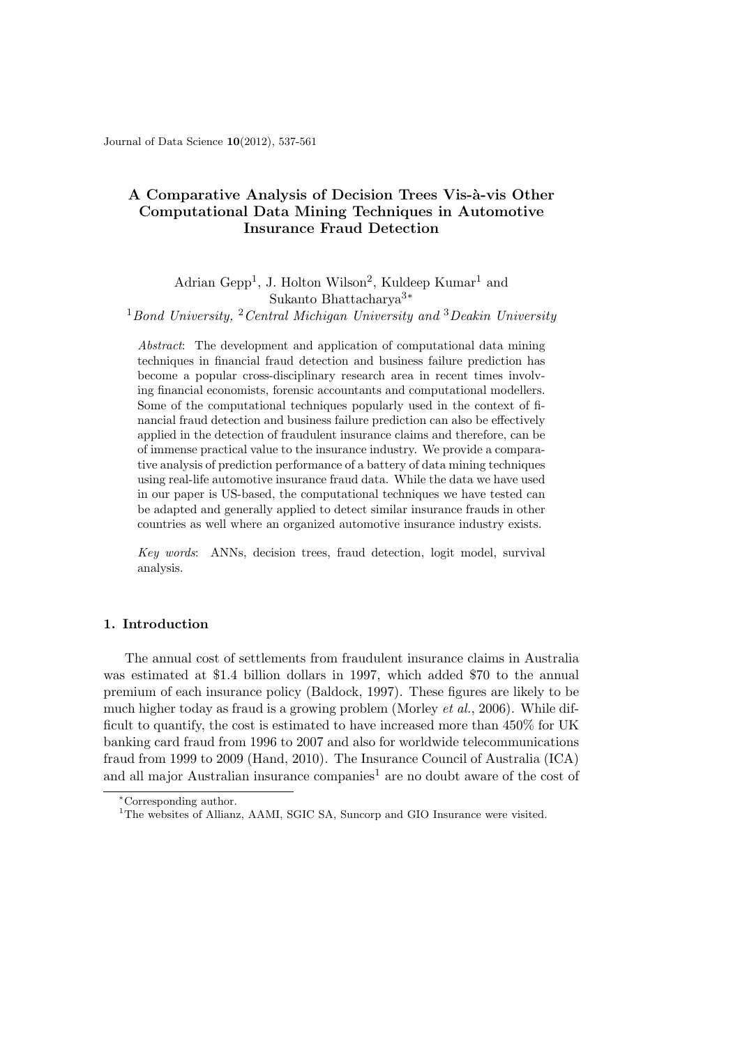# A Comparative Analysis of Decision Trees Vis-à-vis Other Computational Data Mining Techniques in Automotive Insurance Fraud Detection

Adrian Gepp[1], J. Holton Wilson[2], Kuldeep Kumar[1] and Sukanto Bhattacharya[3]*

[1] *Bond University,* [2] *Central Michigan University and* [3] *Deakin University*

*Abstract*: The development and application of computational data mining techniques in financial fraud detection and business failure prediction has become a popular cross-disciplinary research area in recent times involving financial economists, forensic accountants and computational modellers. Some of the computational techniques popularly used in the context of financial fraud detection and business failure prediction can also be effectively applied in the detection of fraudulent insurance claims and therefore, can be of immense practical value to the insurance industry. We provide a comparative analysis of prediction performance of a battery of data mining techniques using real-life automotive insurance fraud data. While the data we have used in our paper is US-based, the computational techniques we have tested can be adapted and generally applied to detect similar insurance frauds in other countries as well where an organized automotive insurance industry exists.

*Key words*: ANNs, decision trees, fraud detection, logit model, survival analysis.

## 1. Introduction

The annual cost of settlements from fraudulent insurance claims in Australia was estimated at $1.4 billion dollars in 1997, which added $70 to the annual premium of each insurance policy (Baldock, 1997). These figures are likely to be much higher today as fraud is a growing problem (Morley *et al.*, 2006). While difficult to quantify, the cost is estimated to have increased more than 450% for UK banking card fraud from 1996 to 2007 and also for worldwide telecommunications fraud from 1999 to 2009 (Hand, 2010). The Insurance Council of Australia (ICA) and all major Australian insurance companies[1] are no doubt aware of the cost of

---

*Corresponding author.

[1] The websites of Allianz, AAMI, SGIC SA, Suncorp and GIO Insurance were visited.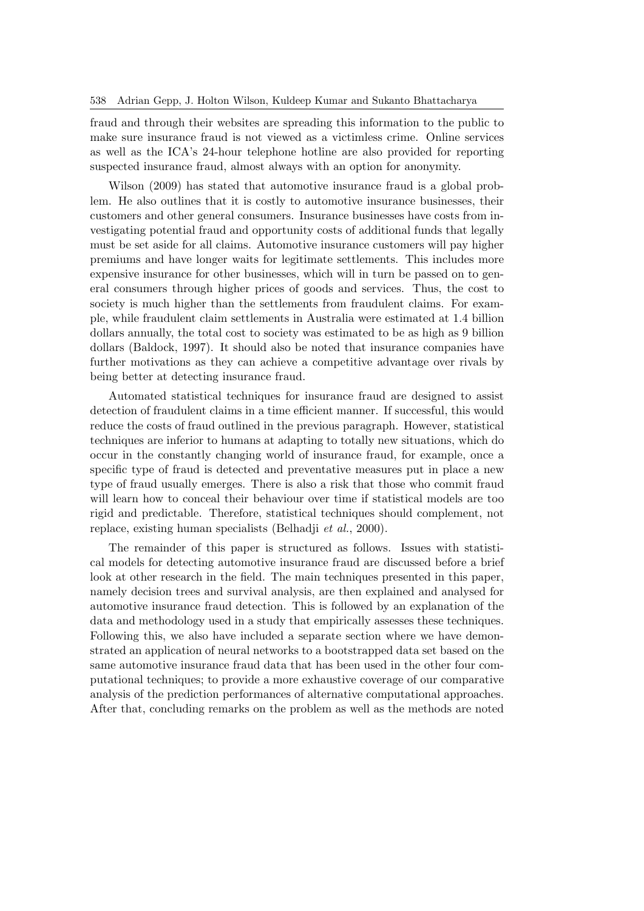fraud and through their websites are spreading this information to the public to make sure insurance fraud is not viewed as a victimless crime. Online services as well as the ICA's 24-hour telephone hotline are also provided for reporting suspected insurance fraud, almost always with an option for anonymity.

Wilson (2009) has stated that automotive insurance fraud is a global problem. He also outlines that it is costly to automotive insurance businesses, their customers and other general consumers. Insurance businesses have costs from investigating potential fraud and opportunity costs of additional funds that legally must be set aside for all claims. Automotive insurance customers will pay higher premiums and have longer waits for legitimate settlements. This includes more expensive insurance for other businesses, which will in turn be passed on to general consumers through higher prices of goods and services. Thus, the cost to society is much higher than the settlements from fraudulent claims. For example, while fraudulent claim settlements in Australia were estimated at 1.4 billion dollars annually, the total cost to society was estimated to be as high as 9 billion dollars (Baldock, 1997). It should also be noted that insurance companies have further motivations as they can achieve a competitive advantage over rivals by being better at detecting insurance fraud.

Automated statistical techniques for insurance fraud are designed to assist detection of fraudulent claims in a time efficient manner. If successful, this would reduce the costs of fraud outlined in the previous paragraph. However, statistical techniques are inferior to humans at adapting to totally new situations, which do occur in the constantly changing world of insurance fraud, for example, once a specific type of fraud is detected and preventative measures put in place a new type of fraud usually emerges. There is also a risk that those who commit fraud will learn how to conceal their behaviour over time if statistical models are too rigid and predictable. Therefore, statistical techniques should complement, not replace, existing human specialists (Belhadji *et al.*, 2000).

The remainder of this paper is structured as follows. Issues with statistical models for detecting automotive insurance fraud are discussed before a brief look at other research in the field. The main techniques presented in this paper, namely decision trees and survival analysis, are then explained and analysed for automotive insurance fraud detection. This is followed by an explanation of the data and methodology used in a study that empirically assesses these techniques. Following this, we also have included a separate section where we have demonstrated an application of neural networks to a bootstrapped data set based on the same automotive insurance fraud data that has been used in the other four computational techniques; to provide a more exhaustive coverage of our comparative analysis of the prediction performances of alternative computational approaches. After that, concluding remarks on the problem as well as the methods are noted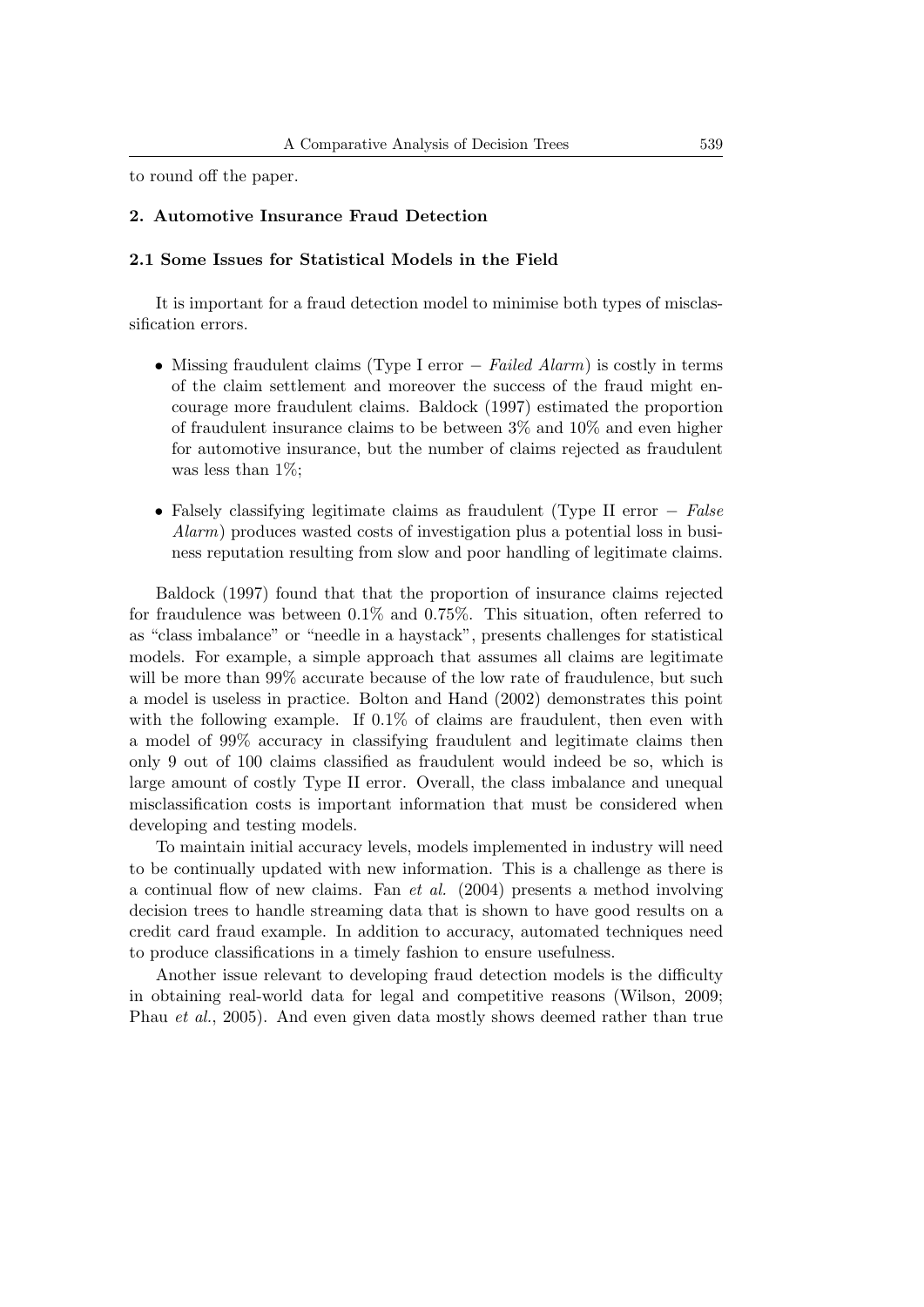to round off the paper.

## 2. Automotive Insurance Fraud Detection

### 2.1 Some Issues for Statistical Models in the Field

It is important for a fraud detection model to minimise both types of misclassification errors.

- Missing fraudulent claims (Type I error − *Failed Alarm*) is costly in terms of the claim settlement and moreover the success of the fraud might encourage more fraudulent claims. Baldock (1997) estimated the proportion of fraudulent insurance claims to be between 3% and 10% and even higher for automotive insurance, but the number of claims rejected as fraudulent was less than 1%;

- Falsely classifying legitimate claims as fraudulent (Type II error − *False Alarm*) produces wasted costs of investigation plus a potential loss in business reputation resulting from slow and poor handling of legitimate claims.

Baldock (1997) found that that the proportion of insurance claims rejected for fraudulence was between 0.1% and 0.75%. This situation, often referred to as "class imbalance" or "needle in a haystack", presents challenges for statistical models. For example, a simple approach that assumes all claims are legitimate will be more than 99% accurate because of the low rate of fraudulence, but such a model is useless in practice. Bolton and Hand (2002) demonstrates this point with the following example. If 0.1% of claims are fraudulent, then even with a model of 99% accuracy in classifying fraudulent and legitimate claims then only 9 out of 100 claims classified as fraudulent would indeed be so, which is large amount of costly Type II error. Overall, the class imbalance and unequal misclassification costs is important information that must be considered when developing and testing models.

To maintain initial accuracy levels, models implemented in industry will need to be continually updated with new information. This is a challenge as there is a continual flow of new claims. Fan *et al.* (2004) presents a method involving decision trees to handle streaming data that is shown to have good results on a credit card fraud example. In addition to accuracy, automated techniques need to produce classifications in a timely fashion to ensure usefulness.

Another issue relevant to developing fraud detection models is the difficulty in obtaining real-world data for legal and competitive reasons (Wilson, 2009; Phau *et al.*, 2005). And even given data mostly shows deemed rather than true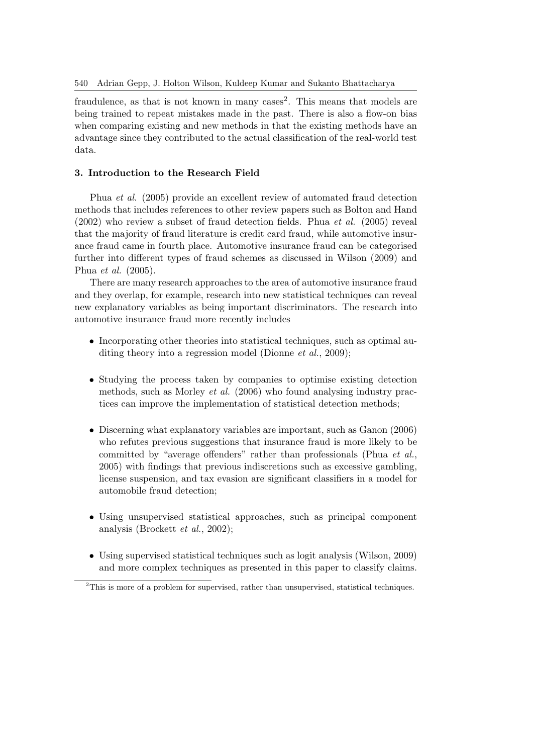fraudulence, as that is not known in many cases[2]. This means that models are being trained to repeat mistakes made in the past. There is also a flow-on bias when comparing existing and new methods in that the existing methods have an advantage since they contributed to the actual classification of the real-world test data.

## 3. Introduction to the Research Field

Phua *et al.* (2005) provide an excellent review of automated fraud detection methods that includes references to other review papers such as Bolton and Hand (2002) who review a subset of fraud detection fields. Phua *et al.* (2005) reveal that the majority of fraud literature is credit card fraud, while automotive insurance fraud came in fourth place. Automotive insurance fraud can be categorised further into different types of fraud schemes as discussed in Wilson (2009) and Phua *et al.* (2005).

There are many research approaches to the area of automotive insurance fraud and they overlap, for example, research into new statistical techniques can reveal new explanatory variables as being important discriminators. The research into automotive insurance fraud more recently includes

- Incorporating other theories into statistical techniques, such as optimal auditing theory into a regression model (Dionne *et al.*, 2009);
- Studying the process taken by companies to optimise existing detection methods, such as Morley *et al.* (2006) who found analysing industry practices can improve the implementation of statistical detection methods;
- Discerning what explanatory variables are important, such as Ganon (2006) who refutes previous suggestions that insurance fraud is more likely to be committed by "average offenders" rather than professionals (Phua *et al.*, 2005) with findings that previous indiscretions such as excessive gambling, license suspension, and tax evasion are significant classifiers in a model for automobile fraud detection;
- Using unsupervised statistical approaches, such as principal component analysis (Brockett *et al.*, 2002);
- Using supervised statistical techniques such as logit analysis (Wilson, 2009) and more complex techniques as presented in this paper to classify claims.

[2]This is more of a problem for supervised, rather than unsupervised, statistical techniques.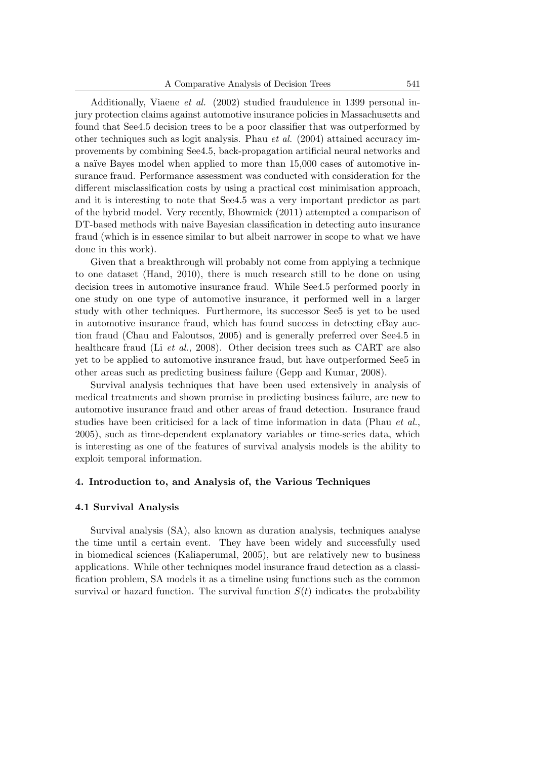Additionally, Viaene *et al.* (2002) studied fraudulence in 1399 personal injury protection claims against automotive insurance policies in Massachusetts and found that See4.5 decision trees to be a poor classifier that was outperformed by other techniques such as logit analysis. Phau *et al.* (2004) attained accuracy improvements by combining See4.5, back-propagation artificial neural networks and a naïve Bayes model when applied to more than 15,000 cases of automotive insurance fraud. Performance assessment was conducted with consideration for the different misclassification costs by using a practical cost minimisation approach, and it is interesting to note that See4.5 was a very important predictor as part of the hybrid model. Very recently, Bhowmick (2011) attempted a comparison of DT-based methods with naive Bayesian classification in detecting auto insurance fraud (which is in essence similar to but albeit narrower in scope to what we have done in this work).

Given that a breakthrough will probably not come from applying a technique to one dataset (Hand, 2010), there is much research still to be done on using decision trees in automotive insurance fraud. While See4.5 performed poorly in one study on one type of automotive insurance, it performed well in a larger study with other techniques. Furthermore, its successor See5 is yet to be used in automotive insurance fraud, which has found success in detecting eBay auction fraud (Chau and Faloutsos, 2005) and is generally preferred over See4.5 in healthcare fraud (Li *et al.*, 2008). Other decision trees such as CART are also yet to be applied to automotive insurance fraud, but have outperformed See5 in other areas such as predicting business failure (Gepp and Kumar, 2008).

Survival analysis techniques that have been used extensively in analysis of medical treatments and shown promise in predicting business failure, are new to automotive insurance fraud and other areas of fraud detection. Insurance fraud studies have been criticised for a lack of time information in data (Phau *et al.*, 2005), such as time-dependent explanatory variables or time-series data, which is interesting as one of the features of survival analysis models is the ability to exploit temporal information.

## 4. Introduction to, and Analysis of, the Various Techniques

### 4.1 Survival Analysis

Survival analysis (SA), also known as duration analysis, techniques analyse the time until a certain event. They have been widely and successfully used in biomedical sciences (Kaliaperumal, 2005), but are relatively new to business applications. While other techniques model insurance fraud detection as a classification problem, SA models it as a timeline using functions such as the common survival or hazard function. The survival function $S(t)$ indicates the probability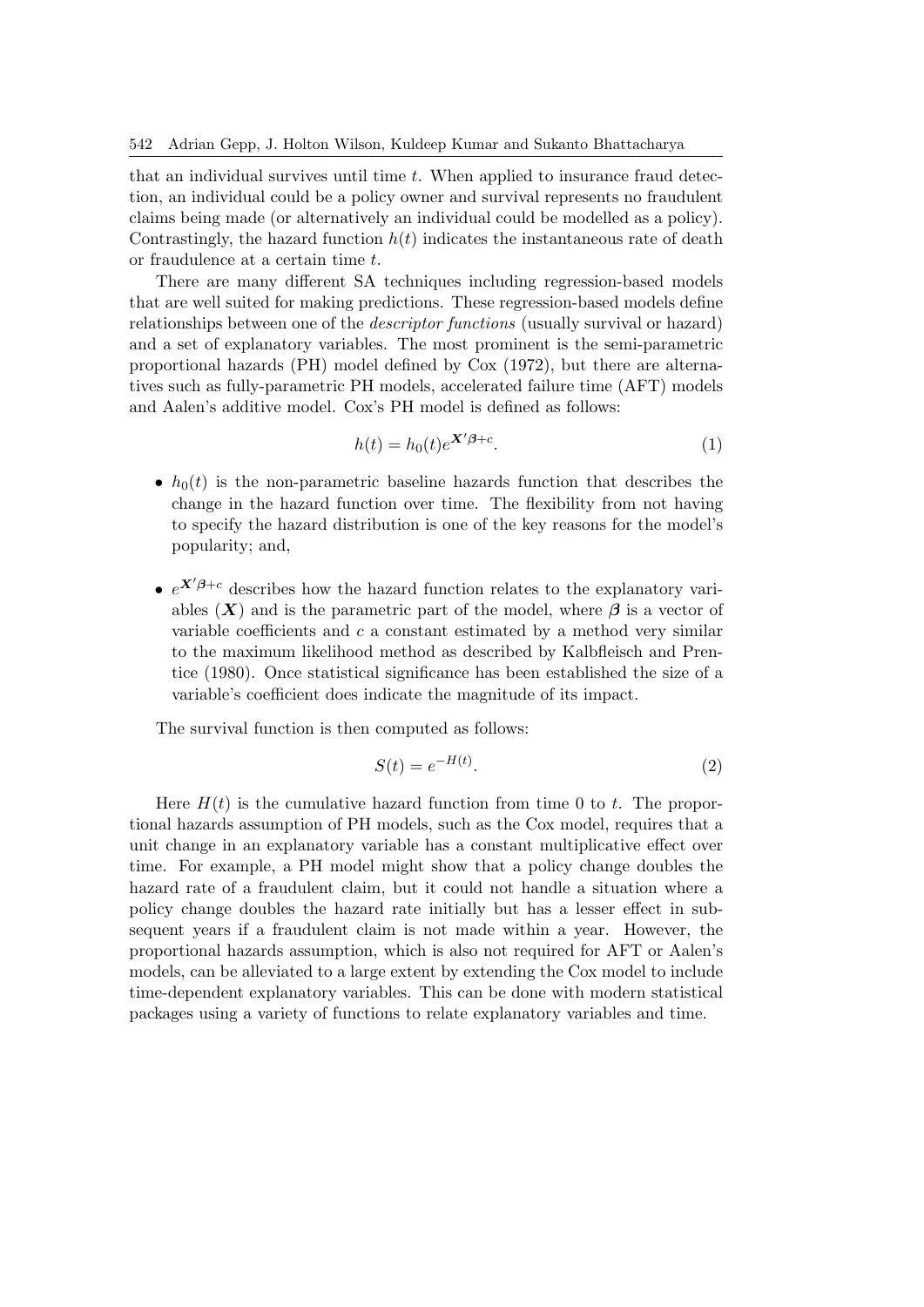that an individual survives until time $t$. When applied to insurance fraud detection, an individual could be a policy owner and survival represents no fraudulent claims being made (or alternatively an individual could be modelled as a policy). Contrastingly, the hazard function $h(t)$ indicates the instantaneous rate of death or fraudulence at a certain time $t$.

There are many different SA techniques including regression-based models that are well suited for making predictions. These regression-based models define relationships between one of the *descriptor functions* (usually survival or hazard) and a set of explanatory variables. The most prominent is the semi-parametric proportional hazards (PH) model defined by Cox (1972), but there are alternatives such as fully-parametric PH models, accelerated failure time (AFT) models and Aalen's additive model. Cox's PH model is defined as follows:

$$h(t) = h_0(t)e^{\boldsymbol{X}'\boldsymbol{\beta}+c}. \tag{1}$$

- $h_0(t)$ is the non-parametric baseline hazards function that describes the change in the hazard function over time. The flexibility from not having to specify the hazard distribution is one of the key reasons for the model's popularity; and,
- $e^{\boldsymbol{X}'\boldsymbol{\beta}+c}$ describes how the hazard function relates to the explanatory variables ($\boldsymbol{X}$) and is the parametric part of the model, where $\boldsymbol{\beta}$ is a vector of variable coefficients and $c$ a constant estimated by a method very similar to the maximum likelihood method as described by Kalbfleisch and Prentice (1980). Once statistical significance has been established the size of a variable's coefficient does indicate the magnitude of its impact.

The survival function is then computed as follows:

$$S(t) = e^{-H(t)}. \tag{2}$$

Here $H(t)$ is the cumulative hazard function from time 0 to $t$. The proportional hazards assumption of PH models, such as the Cox model, requires that a unit change in an explanatory variable has a constant multiplicative effect over time. For example, a PH model might show that a policy change doubles the hazard rate of a fraudulent claim, but it could not handle a situation where a policy change doubles the hazard rate initially but has a lesser effect in subsequent years if a fraudulent claim is not made within a year. However, the proportional hazards assumption, which is also not required for AFT or Aalen's models, can be alleviated to a large extent by extending the Cox model to include time-dependent explanatory variables. This can be done with modern statistical packages using a variety of functions to relate explanatory variables and time.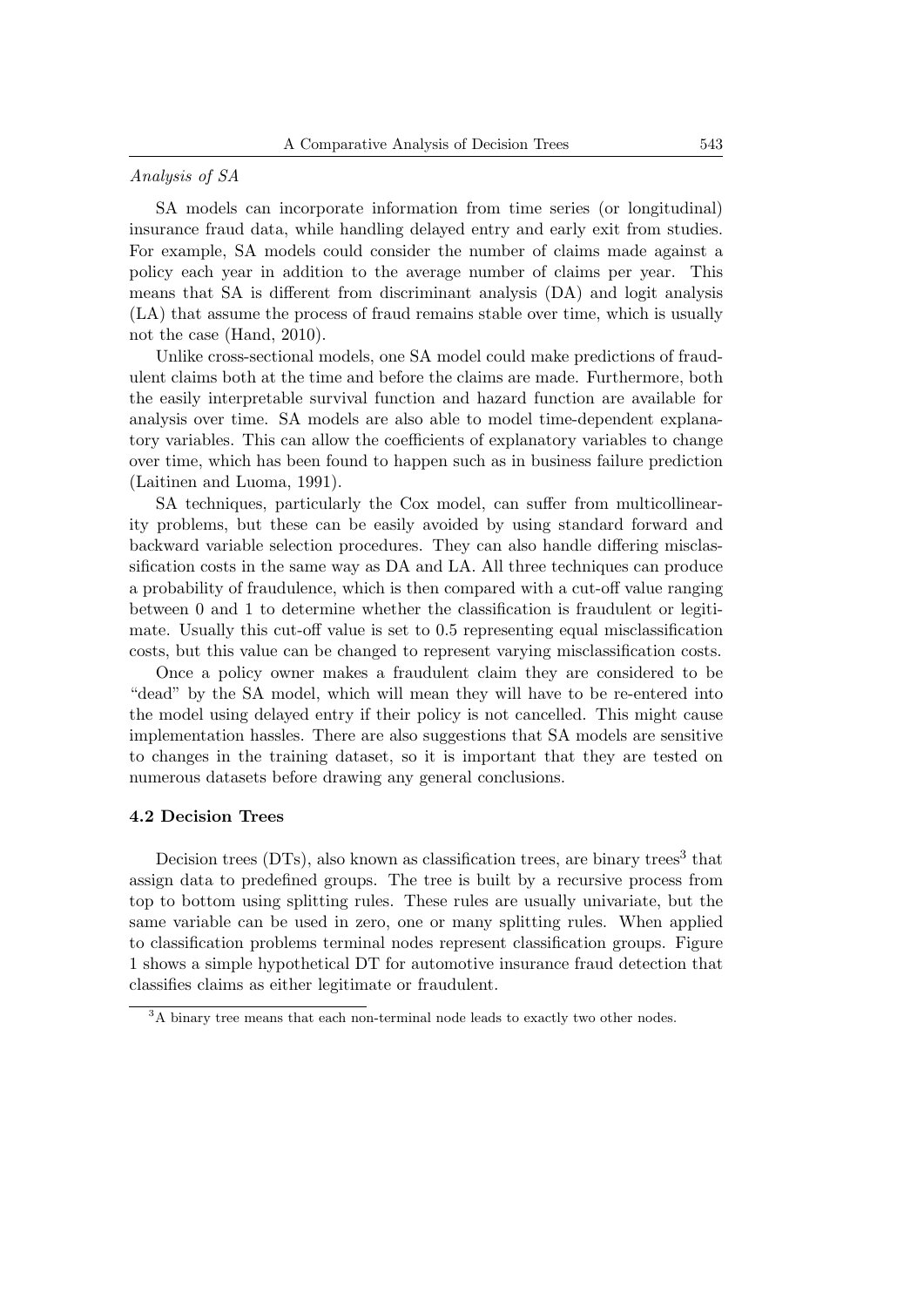*Analysis of SA*

SA models can incorporate information from time series (or longitudinal) insurance fraud data, while handling delayed entry and early exit from studies. For example, SA models could consider the number of claims made against a policy each year in addition to the average number of claims per year. This means that SA is different from discriminant analysis (DA) and logit analysis (LA) that assume the process of fraud remains stable over time, which is usually not the case (Hand, 2010).

Unlike cross-sectional models, one SA model could make predictions of fraudulent claims both at the time and before the claims are made. Furthermore, both the easily interpretable survival function and hazard function are available for analysis over time. SA models are also able to model time-dependent explanatory variables. This can allow the coefficients of explanatory variables to change over time, which has been found to happen such as in business failure prediction (Laitinen and Luoma, 1991).

SA techniques, particularly the Cox model, can suffer from multicollinearity problems, but these can be easily avoided by using standard forward and backward variable selection procedures. They can also handle differing misclassification costs in the same way as DA and LA. All three techniques can produce a probability of fraudulence, which is then compared with a cut-off value ranging between 0 and 1 to determine whether the classification is fraudulent or legitimate. Usually this cut-off value is set to 0.5 representing equal misclassification costs, but this value can be changed to represent varying misclassification costs.

Once a policy owner makes a fraudulent claim they are considered to be "dead" by the SA model, which will mean they will have to be re-entered into the model using delayed entry if their policy is not cancelled. This might cause implementation hassles. There are also suggestions that SA models are sensitive to changes in the training dataset, so it is important that they are tested on numerous datasets before drawing any general conclusions.

### 4.2 Decision Trees

Decision trees (DTs), also known as classification trees, are binary trees[3] that assign data to predefined groups. The tree is built by a recursive process from top to bottom using splitting rules. These rules are usually univariate, but the same variable can be used in zero, one or many splitting rules. When applied to classification problems terminal nodes represent classification groups. Figure 1 shows a simple hypothetical DT for automotive insurance fraud detection that classifies claims as either legitimate or fraudulent.

[3] A binary tree means that each non-terminal node leads to exactly two other nodes.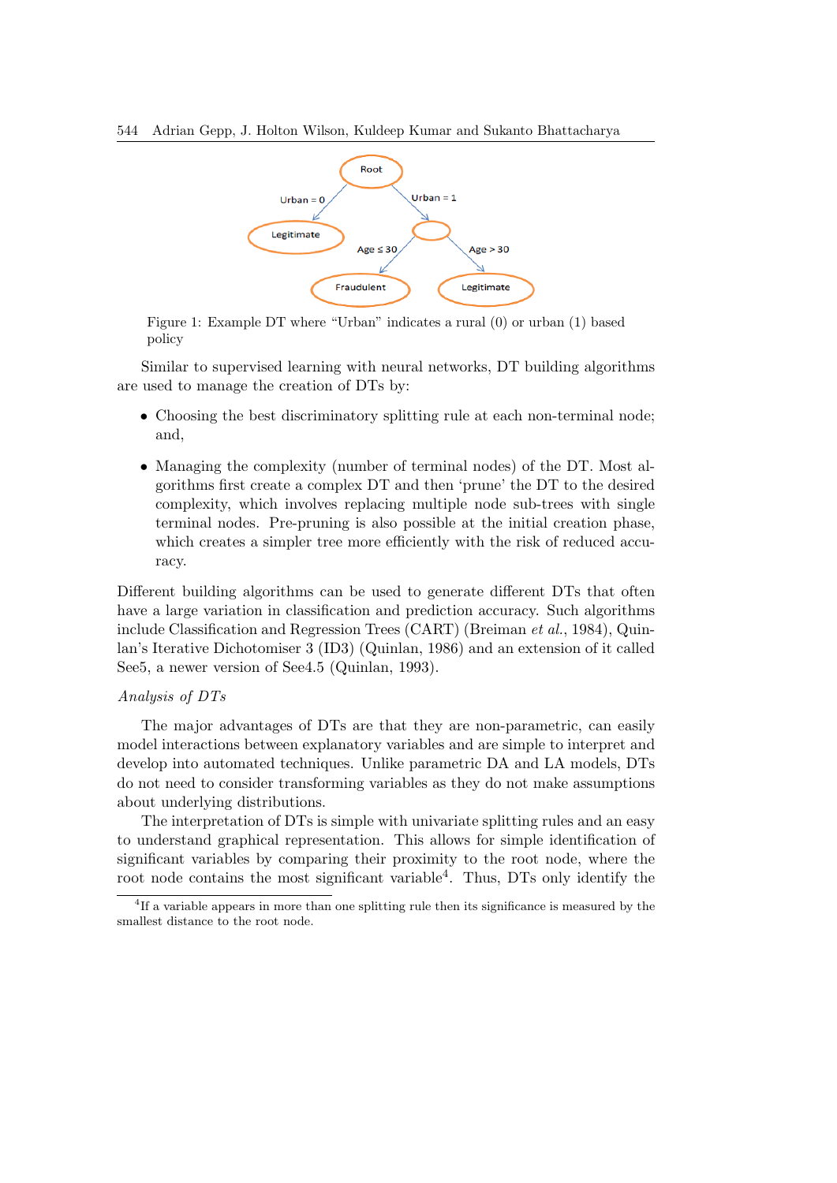Figure 1: Example DT where "Urban" indicates a rural (0) or urban (1) based policy

Similar to supervised learning with neural networks, DT building algorithms are used to manage the creation of DTs by:

- Choosing the best discriminatory splitting rule at each non-terminal node; and,
- Managing the complexity (number of terminal nodes) of the DT. Most algorithms first create a complex DT and then 'prune' the DT to the desired complexity, which involves replacing multiple node sub-trees with single terminal nodes. Pre-pruning is also possible at the initial creation phase, which creates a simpler tree more efficiently with the risk of reduced accuracy.

Different building algorithms can be used to generate different DTs that often have a large variation in classification and prediction accuracy. Such algorithms include Classification and Regression Trees (CART) (Breiman *et al.*, 1984), Quinlan's Iterative Dichotomiser 3 (ID3) (Quinlan, 1986) and an extension of it called See5, a newer version of See4.5 (Quinlan, 1993).

*Analysis of DTs*

The major advantages of DTs are that they are non-parametric, can easily model interactions between explanatory variables and are simple to interpret and develop into automated techniques. Unlike parametric DA and LA models, DTs do not need to consider transforming variables as they do not make assumptions about underlying distributions.

The interpretation of DTs is simple with univariate splitting rules and an easy to understand graphical representation. This allows for simple identification of significant variables by comparing their proximity to the root node, where the root node contains the most significant variable[4]. Thus, DTs only identify the

[4] If a variable appears in more than one splitting rule then its significance is measured by the smallest distance to the root node.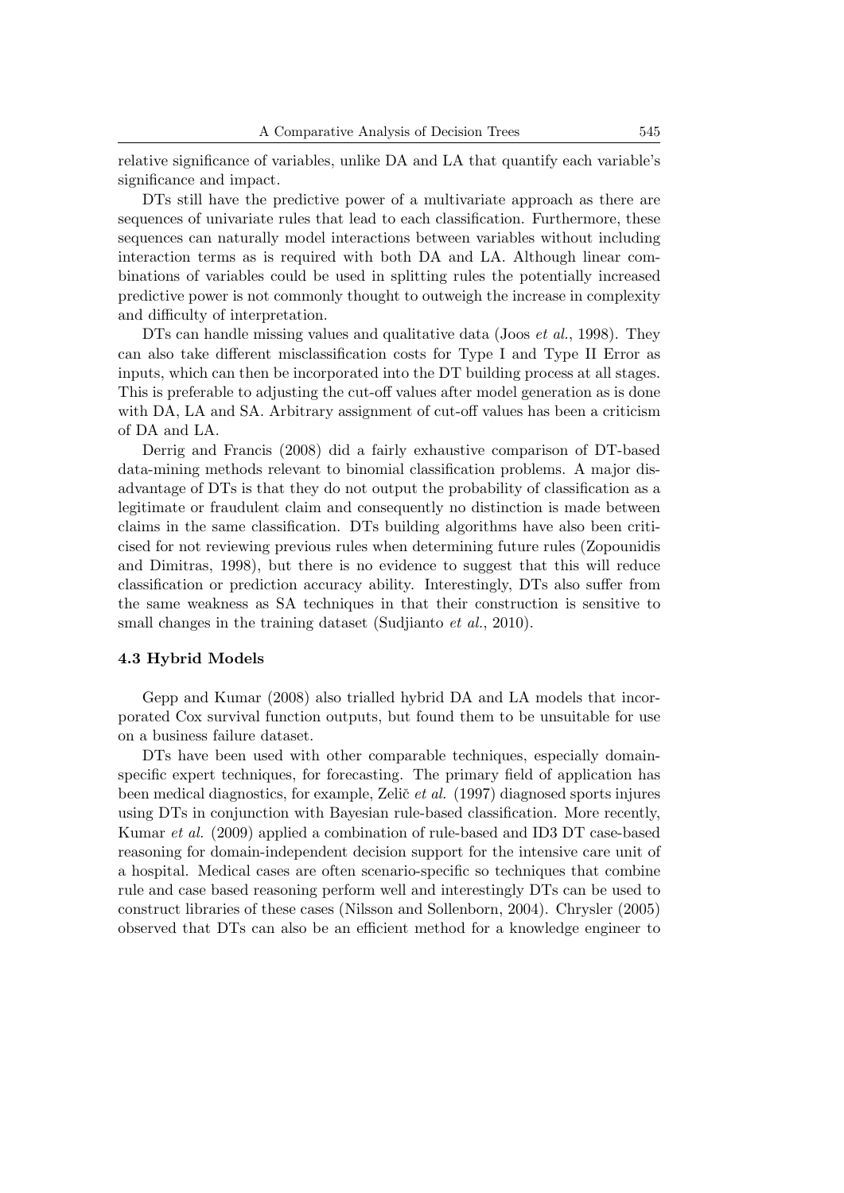relative significance of variables, unlike DA and LA that quantify each variable's significance and impact.

DTs still have the predictive power of a multivariate approach as there are sequences of univariate rules that lead to each classification. Furthermore, these sequences can naturally model interactions between variables without including interaction terms as is required with both DA and LA. Although linear combinations of variables could be used in splitting rules the potentially increased predictive power is not commonly thought to outweigh the increase in complexity and difficulty of interpretation.

DTs can handle missing values and qualitative data (Joos *et al.*, 1998). They can also take different misclassification costs for Type I and Type II Error as inputs, which can then be incorporated into the DT building process at all stages. This is preferable to adjusting the cut-off values after model generation as is done with DA, LA and SA. Arbitrary assignment of cut-off values has been a criticism of DA and LA.

Derrig and Francis (2008) did a fairly exhaustive comparison of DT-based data-mining methods relevant to binomial classification problems. A major disadvantage of DTs is that they do not output the probability of classification as a legitimate or fraudulent claim and consequently no distinction is made between claims in the same classification. DTs building algorithms have also been criticised for not reviewing previous rules when determining future rules (Zopounidis and Dimitras, 1998), but there is no evidence to suggest that this will reduce classification or prediction accuracy ability. Interestingly, DTs also suffer from the same weakness as SA techniques in that their construction is sensitive to small changes in the training dataset (Sudjianto *et al.*, 2010).

### 4.3 Hybrid Models

Gepp and Kumar (2008) also trialled hybrid DA and LA models that incorporated Cox survival function outputs, but found them to be unsuitable for use on a business failure dataset.

DTs have been used with other comparable techniques, especially domain-specific expert techniques, for forecasting. The primary field of application has been medical diagnostics, for example, Zelič *et al.* (1997) diagnosed sports injures using DTs in conjunction with Bayesian rule-based classification. More recently, Kumar *et al.* (2009) applied a combination of rule-based and ID3 DT case-based reasoning for domain-independent decision support for the intensive care unit of a hospital. Medical cases are often scenario-specific so techniques that combine rule and case based reasoning perform well and interestingly DTs can be used to construct libraries of these cases (Nilsson and Sollenborn, 2004). Chrysler (2005) observed that DTs can also be an efficient method for a knowledge engineer to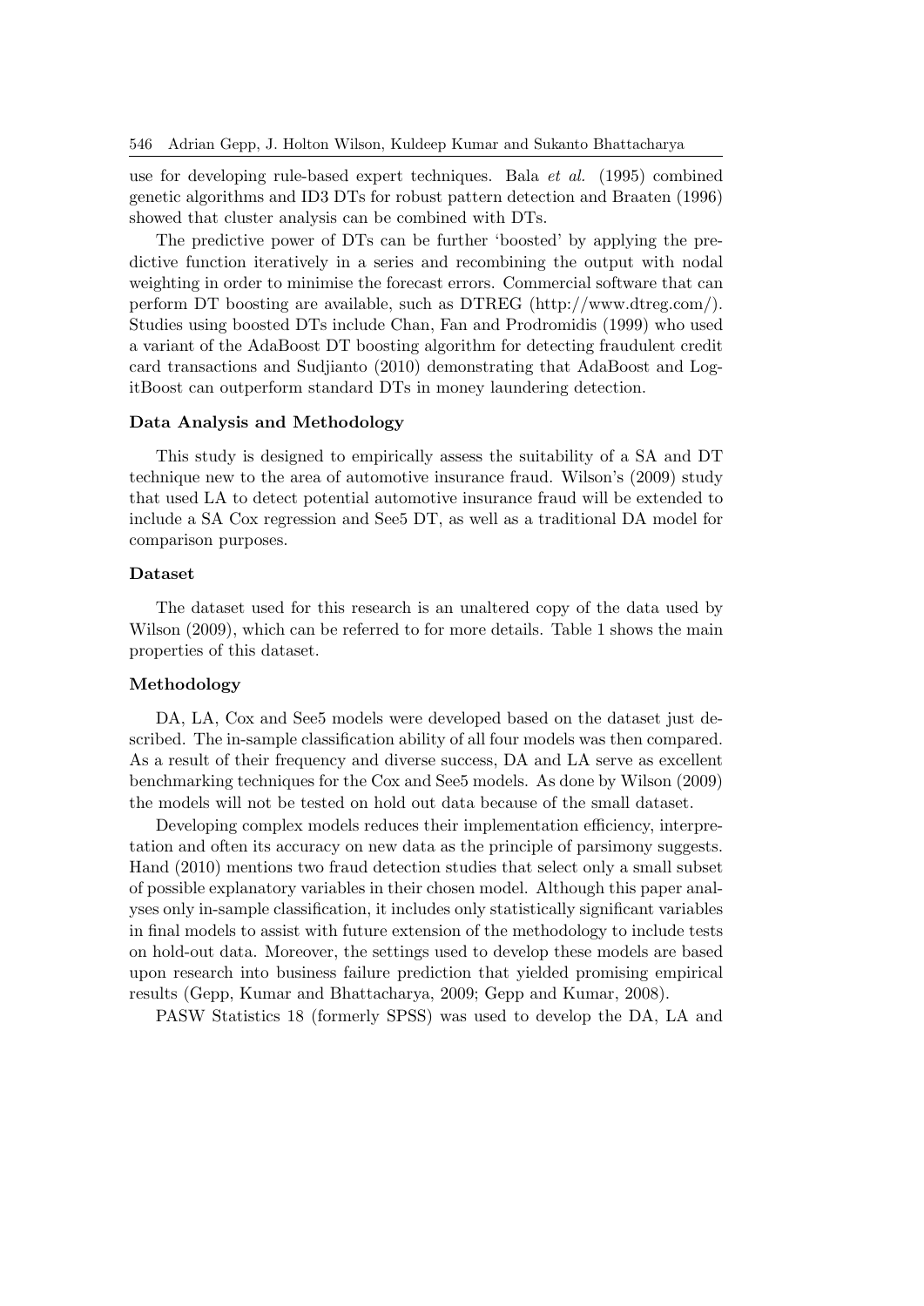use for developing rule-based expert techniques. Bala *et al.* (1995) combined genetic algorithms and ID3 DTs for robust pattern detection and Braaten (1996) showed that cluster analysis can be combined with DTs.

The predictive power of DTs can be further 'boosted' by applying the predictive function iteratively in a series and recombining the output with nodal weighting in order to minimise the forecast errors. Commercial software that can perform DT boosting are available, such as DTREG (http://www.dtreg.com/). Studies using boosted DTs include Chan, Fan and Prodromidis (1999) who used a variant of the AdaBoost DT boosting algorithm for detecting fraudulent credit card transactions and Sudjianto (2010) demonstrating that AdaBoost and LogitBoost can outperform standard DTs in money laundering detection.

## Data Analysis and Methodology

This study is designed to empirically assess the suitability of a SA and DT technique new to the area of automotive insurance fraud. Wilson's (2009) study that used LA to detect potential automotive insurance fraud will be extended to include a SA Cox regression and See5 DT, as well as a traditional DA model for comparison purposes.

### Dataset

The dataset used for this research is an unaltered copy of the data used by Wilson (2009), which can be referred to for more details. Table 1 shows the main properties of this dataset.

### Methodology

DA, LA, Cox and See5 models were developed based on the dataset just described. The in-sample classification ability of all four models was then compared. As a result of their frequency and diverse success, DA and LA serve as excellent benchmarking techniques for the Cox and See5 models. As done by Wilson (2009) the models will not be tested on hold out data because of the small dataset.

Developing complex models reduces their implementation efficiency, interpretation and often its accuracy on new data as the principle of parsimony suggests. Hand (2010) mentions two fraud detection studies that select only a small subset of possible explanatory variables in their chosen model. Although this paper analyses only in-sample classification, it includes only statistically significant variables in final models to assist with future extension of the methodology to include tests on hold-out data. Moreover, the settings used to develop these models are based upon research into business failure prediction that yielded promising empirical results (Gepp, Kumar and Bhattacharya, 2009; Gepp and Kumar, 2008).

PASW Statistics 18 (formerly SPSS) was used to develop the DA, LA and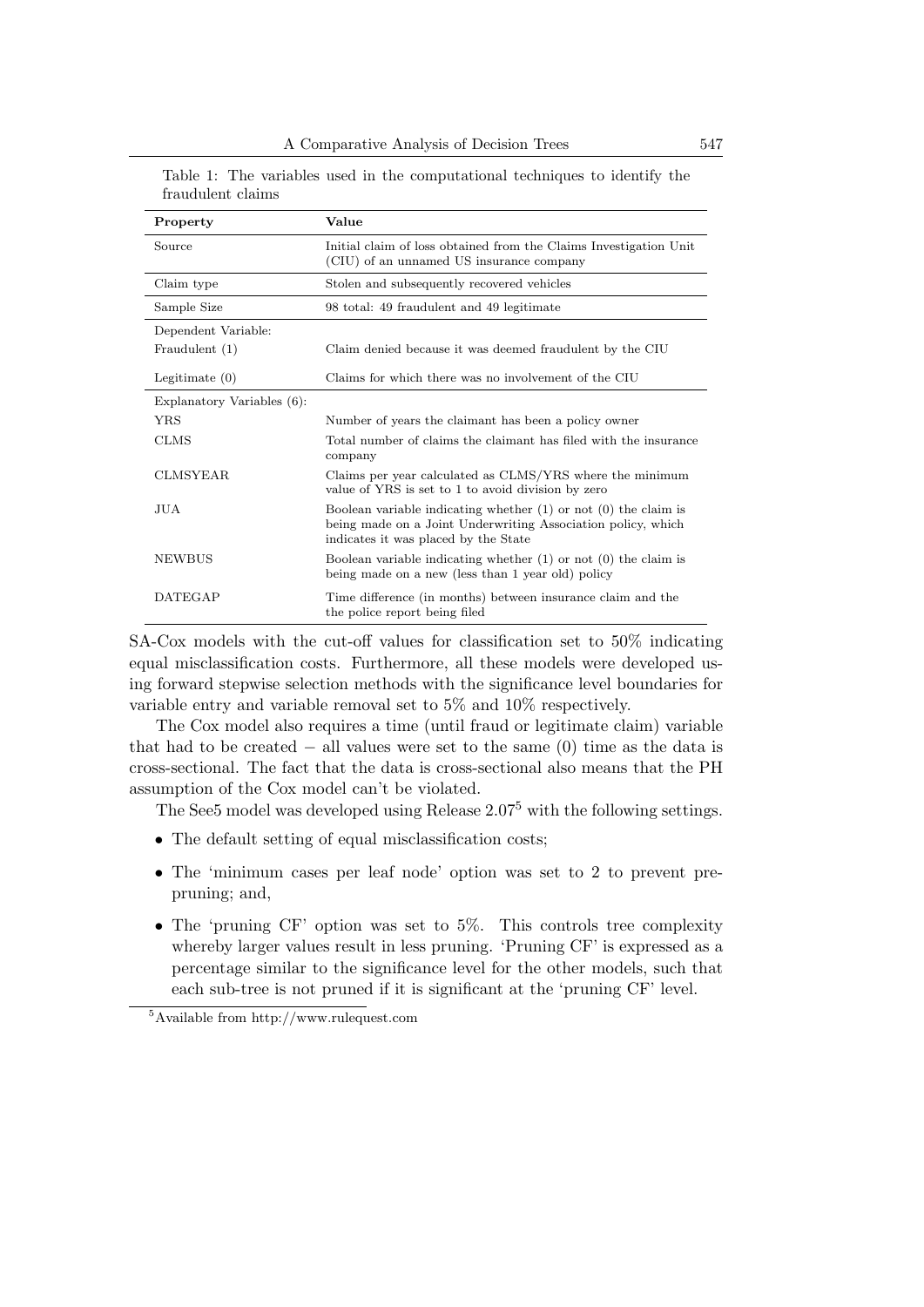Table 1: The variables used in the computational techniques to identify the fraudulent claims

| Property | Value |
| --- | --- |
| Source | Initial claim of loss obtained from the Claims Investigation Unit (CIU) of an unnamed US insurance company |
| Claim type | Stolen and subsequently recovered vehicles |
| Sample Size | 98 total: 49 fraudulent and 49 legitimate |
| Dependent Variable: | |
| Fraudulent (1) | Claim denied because it was deemed fraudulent by the CIU |
| Legitimate (0) | Claims for which there was no involvement of the CIU |
| Explanatory Variables (6): | |
| YRS | Number of years the claimant has been a policy owner |
| CLMS | Total number of claims the claimant has filed with the insurance company |
| CLMSYEAR | Claims per year calculated as CLMS/YRS where the minimum value of YRS is set to 1 to avoid division by zero |
| JUA | Boolean variable indicating whether (1) or not (0) the claim is being made on a Joint Underwriting Association policy, which indicates it was placed by the State |
| NEWBUS | Boolean variable indicating whether (1) or not (0) the claim is being made on a new (less than 1 year old) policy |
| DATEGAP | Time difference (in months) between insurance claim and the the police report being filed |

SA-Cox models with the cut-off values for classification set to 50% indicating equal misclassification costs. Furthermore, all these models were developed using forward stepwise selection methods with the significance level boundaries for variable entry and variable removal set to 5% and 10% respectively.

The Cox model also requires a time (until fraud or legitimate claim) variable that had to be created − all values were set to the same (0) time as the data is cross-sectional. The fact that the data is cross-sectional also means that the PH assumption of the Cox model can't be violated.

The See5 model was developed using Release 2.07[5] with the following settings.

- The default setting of equal misclassification costs;
- The 'minimum cases per leaf node' option was set to 2 to prevent pre-pruning; and,
- The 'pruning CF' option was set to 5%. This controls tree complexity whereby larger values result in less pruning. 'Pruning CF' is expressed as a percentage similar to the significance level for the other models, such that each sub-tree is not pruned if it is significant at the 'pruning CF' level.

[5]Available from http://www.rulequest.com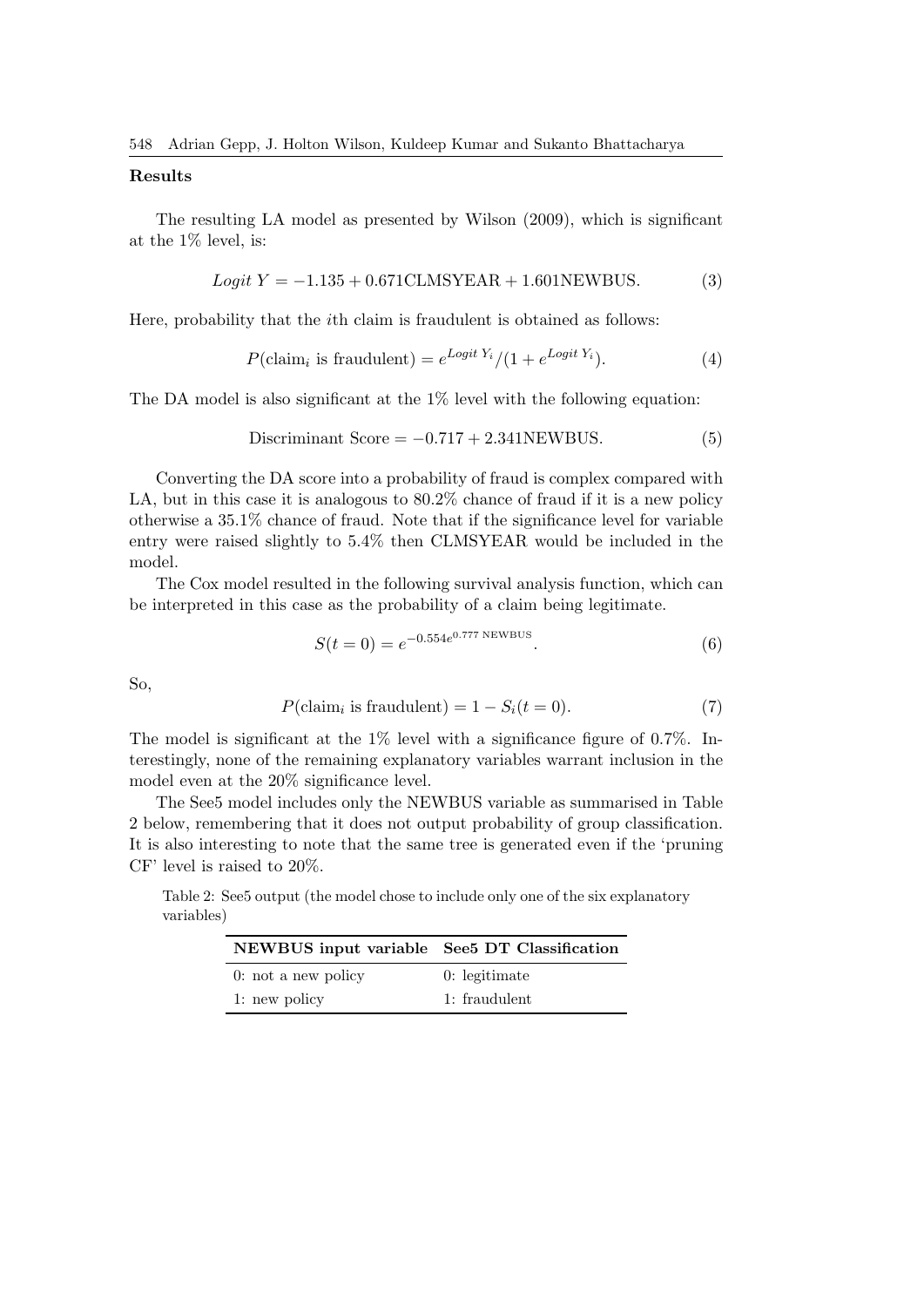### Results

The resulting LA model as presented by Wilson (2009), which is significant at the 1% level, is:

$$Logit\ Y = -1.135 + 0.671\text{CLMSYEAR} + 1.601\text{NEWBUS}. \tag{3}$$

Here, probability that the $i$th claim is fraudulent is obtained as follows:

$$P(\text{claim}_i \text{ is fraudulent}) = e^{Logit\ Y_i}/(1 + e^{Logit\ Y_i}). \tag{4}$$

The DA model is also significant at the 1% level with the following equation:

$$\text{Discriminant Score} = -0.717 + 2.341\text{NEWBUS}. \tag{5}$$

Converting the DA score into a probability of fraud is complex compared with LA, but in this case it is analogous to 80.2% chance of fraud if it is a new policy otherwise a 35.1% chance of fraud. Note that if the significance level for variable entry were raised slightly to 5.4% then CLMSYEAR would be included in the model.

The Cox model resulted in the following survival analysis function, which can be interpreted in this case as the probability of a claim being legitimate.

$$S(t = 0) = e^{-0.554e^{0.777\ \text{NEWBUS}}}. \tag{6}$$

So,

$$P(\text{claim}_i \text{ is fraudulent}) = 1 - S_i(t = 0). \tag{7}$$

The model is significant at the 1% level with a significance figure of 0.7%. Interestingly, none of the remaining explanatory variables warrant inclusion in the model even at the 20% significance level.

The See5 model includes only the NEWBUS variable as summarised in Table 2 below, remembering that it does not output probability of group classification. It is also interesting to note that the same tree is generated even if the 'pruning CF' level is raised to 20%.

Table 2: See5 output (the model chose to include only one of the six explanatory variables)

| NEWBUS input variable | See5 DT Classification |
|---|---|
| 0: not a new policy | 0: legitimate |
| 1: new policy | 1: fraudulent |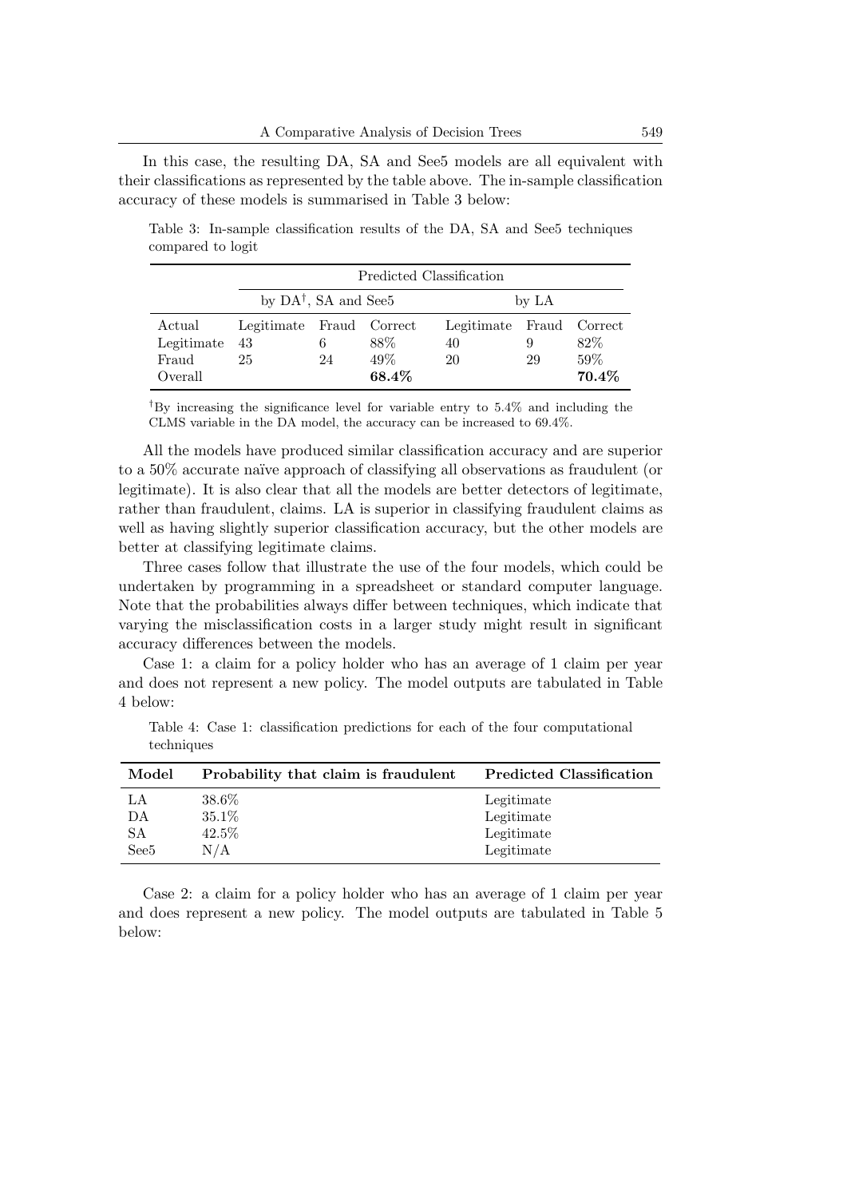In this case, the resulting DA, SA and See5 models are all equivalent with their classifications as represented by the table above. The in-sample classification accuracy of these models is summarised in Table 3 below:

Table 3: In-sample classification results of the DA, SA and See5 techniques compared to logit

| | Predicted Classification | | | | | |
|---|---|---|---|---|---|---|
| | by DA[†], SA and See5 | | | by LA | | |
| Actual | Legitimate | Fraud | Correct | Legitimate | Fraud | Correct |
| Legitimate | 43 | 6 | 88% | 40 | 9 | 82% |
| Fraud | 25 | 24 | 49% | 20 | 29 | 59% |
| Overall | | | **68.4%** | | | **70.4%** |

[†]By increasing the significance level for variable entry to 5.4% and including the CLMS variable in the DA model, the accuracy can be increased to 69.4%.

All the models have produced similar classification accuracy and are superior to a 50% accurate naïve approach of classifying all observations as fraudulent (or legitimate). It is also clear that all the models are better detectors of legitimate, rather than fraudulent, claims. LA is superior in classifying fraudulent claims as well as having slightly superior classification accuracy, but the other models are better at classifying legitimate claims.

Three cases follow that illustrate the use of the four models, which could be undertaken by programming in a spreadsheet or standard computer language. Note that the probabilities always differ between techniques, which indicate that varying the misclassification costs in a larger study might result in significant accuracy differences between the models.

Case 1: a claim for a policy holder who has an average of 1 claim per year and does not represent a new policy. The model outputs are tabulated in Table 4 below:

Table 4: Case 1: classification predictions for each of the four computational techniques

| Model | Probability that claim is fraudulent | Predicted Classification |
|---|---|---|
| LA | 38.6% | Legitimate |
| DA | 35.1% | Legitimate |
| SA | 42.5% | Legitimate |
| See5 | N/A | Legitimate |

Case 2: a claim for a policy holder who has an average of 1 claim per year and does represent a new policy. The model outputs are tabulated in Table 5 below: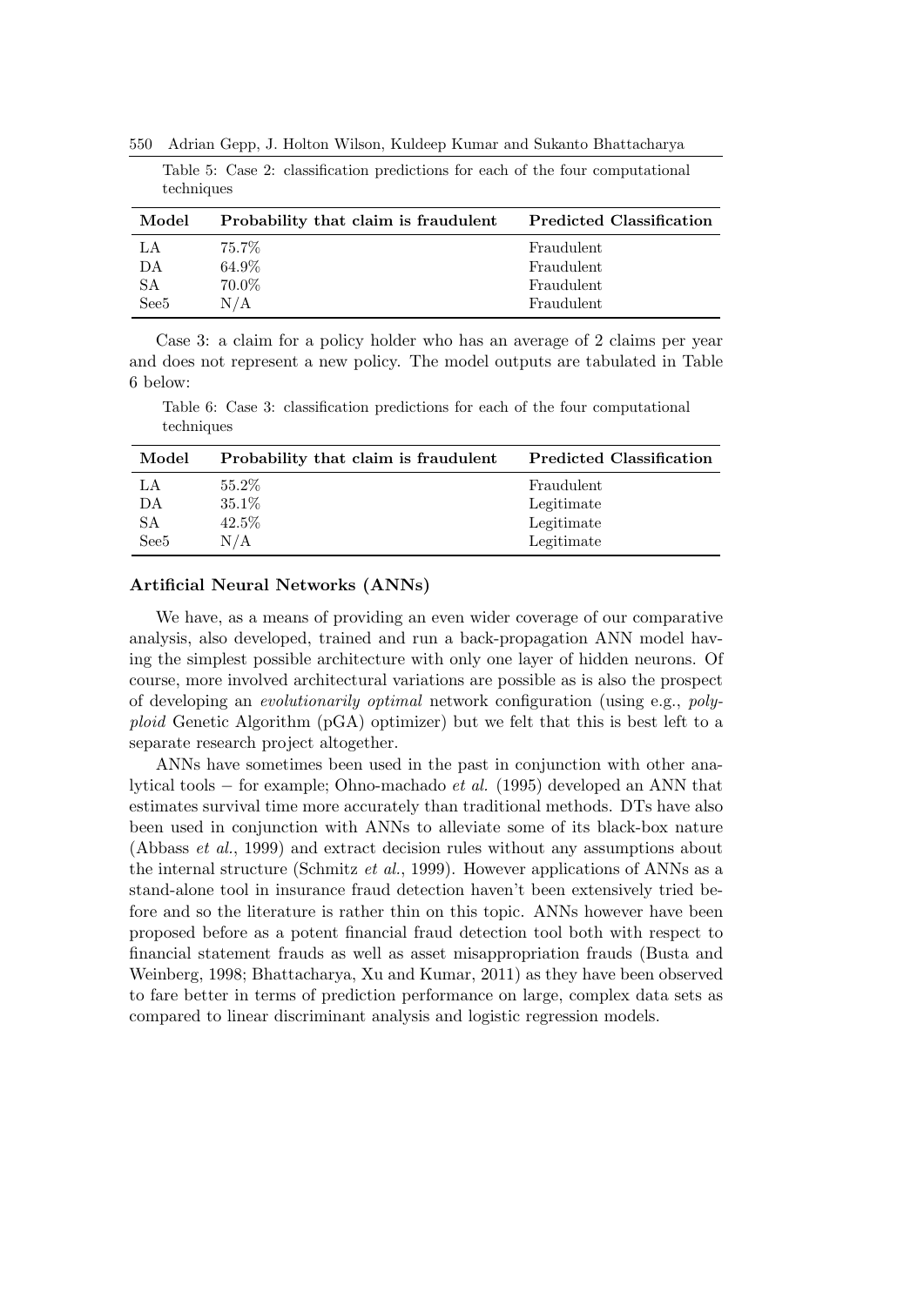Table 5: Case 2: classification predictions for each of the four computational techniques

| Model | Probability that claim is fraudulent | Predicted Classification |
|---|---|---|
| LA | 75.7% | Fraudulent |
| DA | 64.9% | Fraudulent |
| SA | 70.0% | Fraudulent |
| See5 | N/A | Fraudulent |

Case 3: a claim for a policy holder who has an average of 2 claims per year and does not represent a new policy. The model outputs are tabulated in Table 6 below:

Table 6: Case 3: classification predictions for each of the four computational techniques

| Model | Probability that claim is fraudulent | Predicted Classification |
|---|---|---|
| LA | 55.2% | Fraudulent |
| DA | 35.1% | Legitimate |
| SA | 42.5% | Legitimate |
| See5 | N/A | Legitimate |

**Artificial Neural Networks (ANNs)**

We have, as a means of providing an even wider coverage of our comparative analysis, also developed, trained and run a back-propagation ANN model having the simplest possible architecture with only one layer of hidden neurons. Of course, more involved architectural variations are possible as is also the prospect of developing an *evolutionarily optimal* network configuration (using e.g., *polyploid* Genetic Algorithm (pGA) optimizer) but we felt that this is best left to a separate research project altogether.

ANNs have sometimes been used in the past in conjunction with other analytical tools − for example; Ohno-machado *et al.* (1995) developed an ANN that estimates survival time more accurately than traditional methods. DTs have also been used in conjunction with ANNs to alleviate some of its black-box nature (Abbass *et al.*, 1999) and extract decision rules without any assumptions about the internal structure (Schmitz *et al.*, 1999). However applications of ANNs as a stand-alone tool in insurance fraud detection haven't been extensively tried before and so the literature is rather thin on this topic. ANNs however have been proposed before as a potent financial fraud detection tool both with respect to financial statement frauds as well as asset misappropriation frauds (Busta and Weinberg, 1998; Bhattacharya, Xu and Kumar, 2011) as they have been observed to fare better in terms of prediction performance on large, complex data sets as compared to linear discriminant analysis and logistic regression models.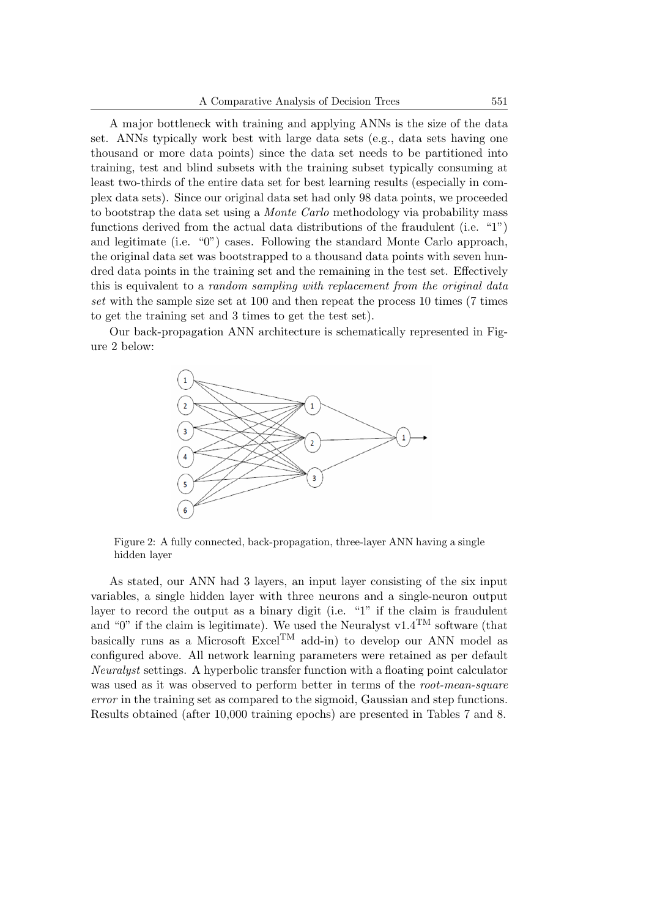A major bottleneck with training and applying ANNs is the size of the data set. ANNs typically work best with large data sets (e.g., data sets having one thousand or more data points) since the data set needs to be partitioned into training, test and blind subsets with the training subset typically consuming at least two-thirds of the entire data set for best learning results (especially in complex data sets). Since our original data set had only 98 data points, we proceeded to bootstrap the data set using a *Monte Carlo* methodology via probability mass functions derived from the actual data distributions of the fraudulent (i.e. "1") and legitimate (i.e. "0") cases. Following the standard Monte Carlo approach, the original data set was bootstrapped to a thousand data points with seven hundred data points in the training set and the remaining in the test set. Effectively this is equivalent to a *random sampling with replacement from the original data set* with the sample size set at 100 and then repeat the process 10 times (7 times to get the training set and 3 times to get the test set).

Our back-propagation ANN architecture is schematically represented in Figure 2 below:

Figure 2: A fully connected, back-propagation, three-layer ANN having a single hidden layer

As stated, our ANN had 3 layers, an input layer consisting of the six input variables, a single hidden layer with three neurons and a single-neuron output layer to record the output as a binary digit (i.e. "1" if the claim is fraudulent and "0" if the claim is legitimate). We used the Neuralyst v1.4$^{\text{TM}}$ software (that basically runs as a Microsoft Excel$^{\text{TM}}$ add-in) to develop our ANN model as configured above. All network learning parameters were retained as per default *Neuralyst* settings. A hyperbolic transfer function with a floating point calculator was used as it was observed to perform better in terms of the *root-mean-square error* in the training set as compared to the sigmoid, Gaussian and step functions. Results obtained (after 10,000 training epochs) are presented in Tables 7 and 8.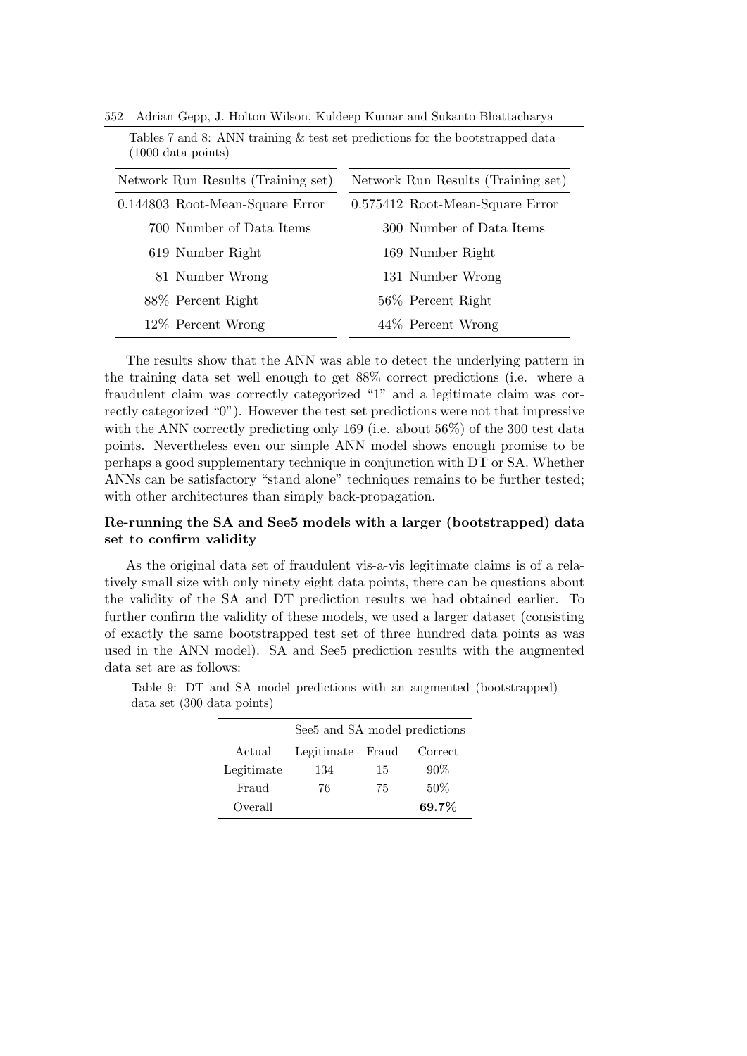Tables 7 and 8: ANN training & test set predictions for the bootstrapped data (1000 data points)

| Network Run Results (Training set) | |
|---|---|
| 0.144803 | Root-Mean-Square Error |
| 700 | Number of Data Items |
| 619 | Number Right |
| 81 | Number Wrong |
| 88% | Percent Right |
| 12% | Percent Wrong |

| Network Run Results (Training set) | |
|---|---|
| 0.575412 | Root-Mean-Square Error |
| 300 | Number of Data Items |
| 169 | Number Right |
| 131 | Number Wrong |
| 56% | Percent Right |
| 44% | Percent Wrong |

The results show that the ANN was able to detect the underlying pattern in the training data set well enough to get 88% correct predictions (i.e. where a fraudulent claim was correctly categorized "1" and a legitimate claim was correctly categorized "0"). However the test set predictions were not that impressive with the ANN correctly predicting only 169 (i.e. about 56%) of the 300 test data points. Nevertheless even our simple ANN model shows enough promise to be perhaps a good supplementary technique in conjunction with DT or SA. Whether ANNs can be satisfactory "stand alone" techniques remains to be further tested; with other architectures than simply back-propagation.

**Re-running the SA and See5 models with a larger (bootstrapped) data set to confirm validity**

As the original data set of fraudulent vis-a-vis legitimate claims is of a relatively small size with only ninety eight data points, there can be questions about the validity of the SA and DT prediction results we had obtained earlier. To further confirm the validity of these models, we used a larger dataset (consisting of exactly the same bootstrapped test set of three hundred data points as was used in the ANN model). SA and See5 prediction results with the augmented data set are as follows:

Table 9: DT and SA model predictions with an augmented (bootstrapped) data set (300 data points)

| | See5 and SA model predictions | | |
|---|---|---|---|
| Actual | Legitimate | Fraud | Correct |
| Legitimate | 134 | 15 | 90% |
| Fraud | 76 | 75 | 50% |
| Overall | | | **69.7%** |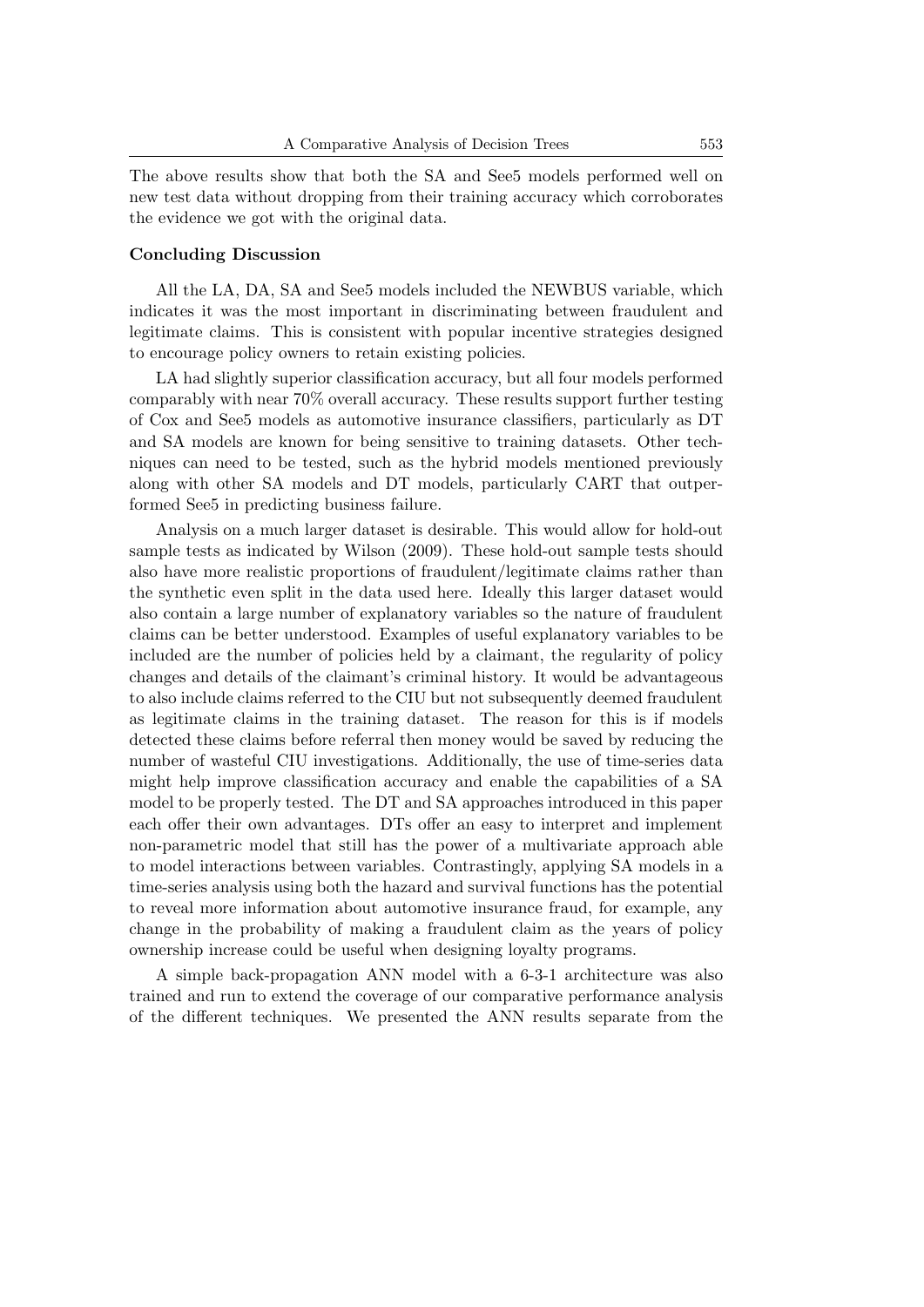The above results show that both the SA and See5 models performed well on new test data without dropping from their training accuracy which corroborates the evidence we got with the original data.

**Concluding Discussion**

All the LA, DA, SA and See5 models included the NEWBUS variable, which indicates it was the most important in discriminating between fraudulent and legitimate claims. This is consistent with popular incentive strategies designed to encourage policy owners to retain existing policies.

LA had slightly superior classification accuracy, but all four models performed comparably with near 70% overall accuracy. These results support further testing of Cox and See5 models as automotive insurance classifiers, particularly as DT and SA models are known for being sensitive to training datasets. Other techniques can need to be tested, such as the hybrid models mentioned previously along with other SA models and DT models, particularly CART that outperformed See5 in predicting business failure.

Analysis on a much larger dataset is desirable. This would allow for hold-out sample tests as indicated by Wilson (2009). These hold-out sample tests should also have more realistic proportions of fraudulent/legitimate claims rather than the synthetic even split in the data used here. Ideally this larger dataset would also contain a large number of explanatory variables so the nature of fraudulent claims can be better understood. Examples of useful explanatory variables to be included are the number of policies held by a claimant, the regularity of policy changes and details of the claimant's criminal history. It would be advantageous to also include claims referred to the CIU but not subsequently deemed fraudulent as legitimate claims in the training dataset. The reason for this is if models detected these claims before referral then money would be saved by reducing the number of wasteful CIU investigations. Additionally, the use of time-series data might help improve classification accuracy and enable the capabilities of a SA model to be properly tested. The DT and SA approaches introduced in this paper each offer their own advantages. DTs offer an easy to interpret and implement non-parametric model that still has the power of a multivariate approach able to model interactions between variables. Contrastingly, applying SA models in a time-series analysis using both the hazard and survival functions has the potential to reveal more information about automotive insurance fraud, for example, any change in the probability of making a fraudulent claim as the years of policy ownership increase could be useful when designing loyalty programs.

A simple back-propagation ANN model with a 6-3-1 architecture was also trained and run to extend the coverage of our comparative performance analysis of the different techniques. We presented the ANN results separate from the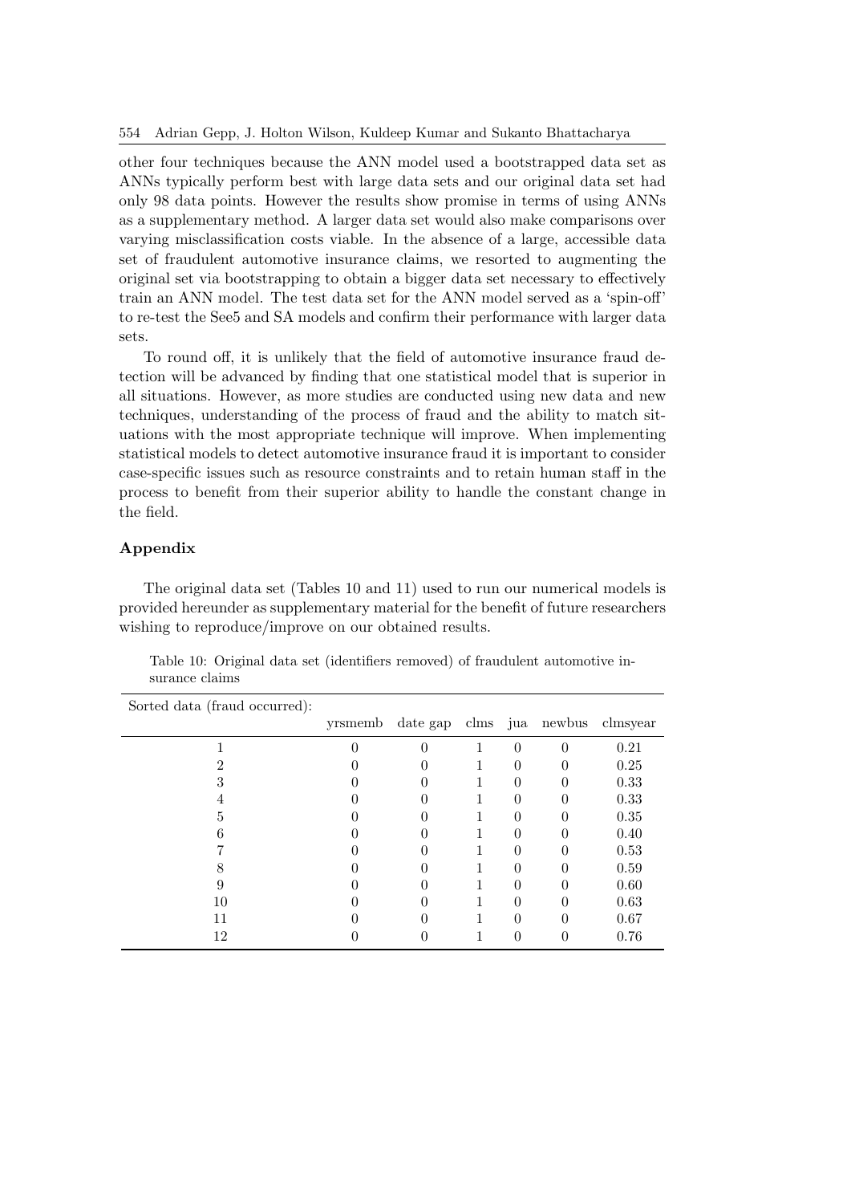other four techniques because the ANN model used a bootstrapped data set as ANNs typically perform best with large data sets and our original data set had only 98 data points. However the results show promise in terms of using ANNs as a supplementary method. A larger data set would also make comparisons over varying misclassification costs viable. In the absence of a large, accessible data set of fraudulent automotive insurance claims, we resorted to augmenting the original set via bootstrapping to obtain a bigger data set necessary to effectively train an ANN model. The test data set for the ANN model served as a 'spin-off' to re-test the See5 and SA models and confirm their performance with larger data sets.

To round off, it is unlikely that the field of automotive insurance fraud detection will be advanced by finding that one statistical model that is superior in all situations. However, as more studies are conducted using new data and new techniques, understanding of the process of fraud and the ability to match situations with the most appropriate technique will improve. When implementing statistical models to detect automotive insurance fraud it is important to consider case-specific issues such as resource constraints and to retain human staff in the process to benefit from their superior ability to handle the constant change in the field.

## Appendix

The original data set (Tables 10 and 11) used to run our numerical models is provided hereunder as supplementary material for the benefit of future researchers wishing to reproduce/improve on our obtained results.

Table 10: Original data set (identifiers removed) of fraudulent automotive insurance claims

| Sorted data (fraud occurred): | yrsmemb | date gap | clms | jua | newbus | clmsyear |
|---|---|---|---|---|---|---|
| 1 | 0 | 0 | 1 | 0 | 0 | 0.21 |
| 2 | 0 | 0 | 1 | 0 | 0 | 0.25 |
| 3 | 0 | 0 | 1 | 0 | 0 | 0.33 |
| 4 | 0 | 0 | 1 | 0 | 0 | 0.33 |
| 5 | 0 | 0 | 1 | 0 | 0 | 0.35 |
| 6 | 0 | 0 | 1 | 0 | 0 | 0.40 |
| 7 | 0 | 0 | 1 | 0 | 0 | 0.53 |
| 8 | 0 | 0 | 1 | 0 | 0 | 0.59 |
| 9 | 0 | 0 | 1 | 0 | 0 | 0.60 |
| 10 | 0 | 0 | 1 | 0 | 0 | 0.63 |
| 11 | 0 | 0 | 1 | 0 | 0 | 0.67 |
| 12 | 0 | 0 | 1 | 0 | 0 | 0.76 |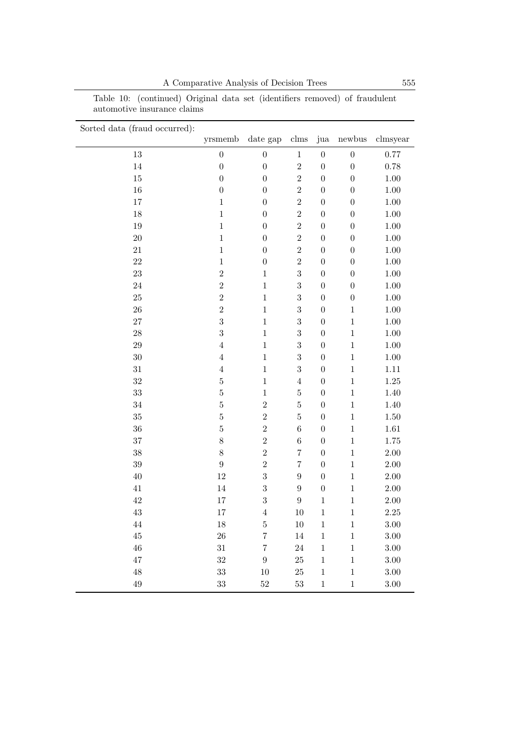Table 10: (continued) Original data set (identifiers removed) of fraudulent automotive insurance claims

| Sorted data (fraud occurred): | yrsmemb | date gap | clms | jua | newbus | clmsyear |
|---|---|---|---|---|---|---|
| 13 | 0 | 0 | 1 | 0 | 0 | 0.77 |
| 14 | 0 | 0 | 2 | 0 | 0 | 0.78 |
| 15 | 0 | 0 | 2 | 0 | 0 | 1.00 |
| 16 | 0 | 0 | 2 | 0 | 0 | 1.00 |
| 17 | 1 | 0 | 2 | 0 | 0 | 1.00 |
| 18 | 1 | 0 | 2 | 0 | 0 | 1.00 |
| 19 | 1 | 0 | 2 | 0 | 0 | 1.00 |
| 20 | 1 | 0 | 2 | 0 | 0 | 1.00 |
| 21 | 1 | 0 | 2 | 0 | 0 | 1.00 |
| 22 | 1 | 0 | 2 | 0 | 0 | 1.00 |
| 23 | 2 | 1 | 3 | 0 | 0 | 1.00 |
| 24 | 2 | 1 | 3 | 0 | 0 | 1.00 |
| 25 | 2 | 1 | 3 | 0 | 0 | 1.00 |
| 26 | 2 | 1 | 3 | 0 | 1 | 1.00 |
| 27 | 3 | 1 | 3 | 0 | 1 | 1.00 |
| 28 | 3 | 1 | 3 | 0 | 1 | 1.00 |
| 29 | 4 | 1 | 3 | 0 | 1 | 1.00 |
| 30 | 4 | 1 | 3 | 0 | 1 | 1.00 |
| 31 | 4 | 1 | 3 | 0 | 1 | 1.11 |
| 32 | 5 | 1 | 4 | 0 | 1 | 1.25 |
| 33 | 5 | 1 | 5 | 0 | 1 | 1.40 |
| 34 | 5 | 2 | 5 | 0 | 1 | 1.40 |
| 35 | 5 | 2 | 5 | 0 | 1 | 1.50 |
| 36 | 5 | 2 | 6 | 0 | 1 | 1.61 |
| 37 | 8 | 2 | 6 | 0 | 1 | 1.75 |
| 38 | 8 | 2 | 7 | 0 | 1 | 2.00 |
| 39 | 9 | 2 | 7 | 0 | 1 | 2.00 |
| 40 | 12 | 3 | 9 | 0 | 1 | 2.00 |
| 41 | 14 | 3 | 9 | 0 | 1 | 2.00 |
| 42 | 17 | 3 | 9 | 1 | 1 | 2.00 |
| 43 | 17 | 4 | 10 | 1 | 1 | 2.25 |
| 44 | 18 | 5 | 10 | 1 | 1 | 3.00 |
| 45 | 26 | 7 | 14 | 1 | 1 | 3.00 |
| 46 | 31 | 7 | 24 | 1 | 1 | 3.00 |
| 47 | 32 | 9 | 25 | 1 | 1 | 3.00 |
| 48 | 33 | 10 | 25 | 1 | 1 | 3.00 |
| 49 | 33 | 52 | 53 | 1 | 1 | 3.00 |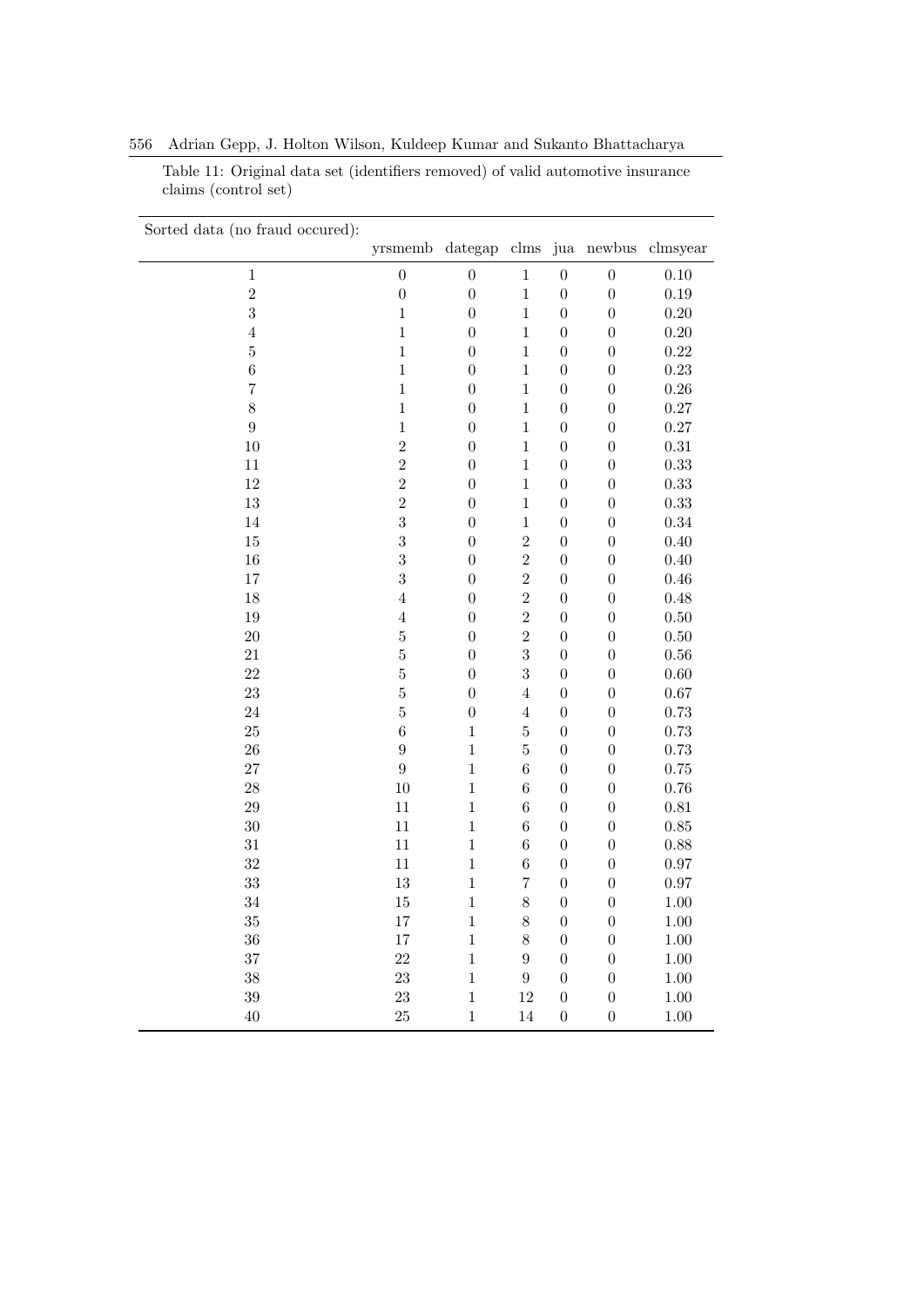Table 11: Original data set (identifiers removed) of valid automotive insurance claims (control set)

| Sorted data (no fraud occured): | yrsmemb | dategap | clms | jua | newbus | clmsyear |
|---|---|---|---|---|---|---|
| 1 | 0 | 0 | 1 | 0 | 0 | 0.10 |
| 2 | 0 | 0 | 1 | 0 | 0 | 0.19 |
| 3 | 1 | 0 | 1 | 0 | 0 | 0.20 |
| 4 | 1 | 0 | 1 | 0 | 0 | 0.20 |
| 5 | 1 | 0 | 1 | 0 | 0 | 0.22 |
| 6 | 1 | 0 | 1 | 0 | 0 | 0.23 |
| 7 | 1 | 0 | 1 | 0 | 0 | 0.26 |
| 8 | 1 | 0 | 1 | 0 | 0 | 0.27 |
| 9 | 1 | 0 | 1 | 0 | 0 | 0.27 |
| 10 | 2 | 0 | 1 | 0 | 0 | 0.31 |
| 11 | 2 | 0 | 1 | 0 | 0 | 0.33 |
| 12 | 2 | 0 | 1 | 0 | 0 | 0.33 |
| 13 | 2 | 0 | 1 | 0 | 0 | 0.33 |
| 14 | 3 | 0 | 1 | 0 | 0 | 0.34 |
| 15 | 3 | 0 | 2 | 0 | 0 | 0.40 |
| 16 | 3 | 0 | 2 | 0 | 0 | 0.40 |
| 17 | 3 | 0 | 2 | 0 | 0 | 0.46 |
| 18 | 4 | 0 | 2 | 0 | 0 | 0.48 |
| 19 | 4 | 0 | 2 | 0 | 0 | 0.50 |
| 20 | 5 | 0 | 2 | 0 | 0 | 0.50 |
| 21 | 5 | 0 | 3 | 0 | 0 | 0.56 |
| 22 | 5 | 0 | 3 | 0 | 0 | 0.60 |
| 23 | 5 | 0 | 4 | 0 | 0 | 0.67 |
| 24 | 5 | 0 | 4 | 0 | 0 | 0.73 |
| 25 | 6 | 1 | 5 | 0 | 0 | 0.73 |
| 26 | 9 | 1 | 5 | 0 | 0 | 0.73 |
| 27 | 9 | 1 | 6 | 0 | 0 | 0.75 |
| 28 | 10 | 1 | 6 | 0 | 0 | 0.76 |
| 29 | 11 | 1 | 6 | 0 | 0 | 0.81 |
| 30 | 11 | 1 | 6 | 0 | 0 | 0.85 |
| 31 | 11 | 1 | 6 | 0 | 0 | 0.88 |
| 32 | 11 | 1 | 6 | 0 | 0 | 0.97 |
| 33 | 13 | 1 | 7 | 0 | 0 | 0.97 |
| 34 | 15 | 1 | 8 | 0 | 0 | 1.00 |
| 35 | 17 | 1 | 8 | 0 | 0 | 1.00 |
| 36 | 17 | 1 | 8 | 0 | 0 | 1.00 |
| 37 | 22 | 1 | 9 | 0 | 0 | 1.00 |
| 38 | 23 | 1 | 9 | 0 | 0 | 1.00 |
| 39 | 23 | 1 | 12 | 0 | 0 | 1.00 |
| 40 | 25 | 1 | 14 | 0 | 0 | 1.00 |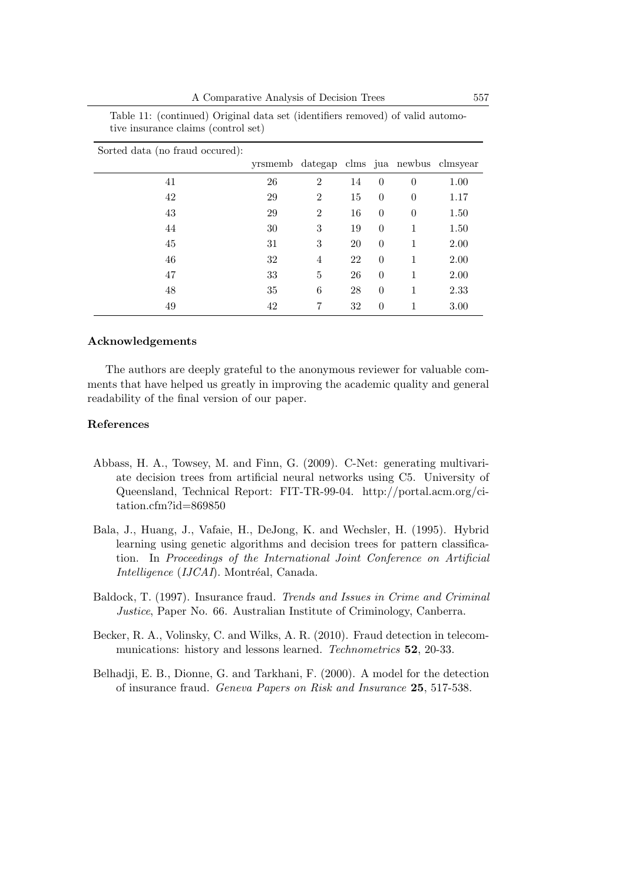Table 11: (continued) Original data set (identifiers removed) of valid automotive insurance claims (control set)

| Sorted data (no fraud occured): | yrsmemb | dategap | clms | jua | newbus | clmsyear |
|---|---|---|---|---|---|---|
| 41 | 26 | 2 | 14 | 0 | 0 | 1.00 |
| 42 | 29 | 2 | 15 | 0 | 0 | 1.17 |
| 43 | 29 | 2 | 16 | 0 | 0 | 1.50 |
| 44 | 30 | 3 | 19 | 0 | 1 | 1.50 |
| 45 | 31 | 3 | 20 | 0 | 1 | 2.00 |
| 46 | 32 | 4 | 22 | 0 | 1 | 2.00 |
| 47 | 33 | 5 | 26 | 0 | 1 | 2.00 |
| 48 | 35 | 6 | 28 | 0 | 1 | 2.33 |
| 49 | 42 | 7 | 32 | 0 | 1 | 3.00 |

## Acknowledgements

The authors are deeply grateful to the anonymous reviewer for valuable comments that have helped us greatly in improving the academic quality and general readability of the final version of our paper.

## References

Abbass, H. A., Towsey, M. and Finn, G. (2009). C-Net: generating multivariate decision trees from artificial neural networks using C5. University of Queensland, Technical Report: FIT-TR-99-04. http://portal.acm.org/citation.cfm?id=869850

Bala, J., Huang, J., Vafaie, H., DeJong, K. and Wechsler, H. (1995). Hybrid learning using genetic algorithms and decision trees for pattern classification. In *Proceedings of the International Joint Conference on Artificial Intelligence* (*IJCAI*). Montréal, Canada.

Baldock, T. (1997). Insurance fraud. *Trends and Issues in Crime and Criminal Justice*, Paper No. 66. Australian Institute of Criminology, Canberra.

Becker, R. A., Volinsky, C. and Wilks, A. R. (2010). Fraud detection in telecommunications: history and lessons learned. *Technometrics* **52**, 20-33.

Belhadji, E. B., Dionne, G. and Tarkhani, F. (2000). A model for the detection of insurance fraud. *Geneva Papers on Risk and Insurance* **25**, 517-538.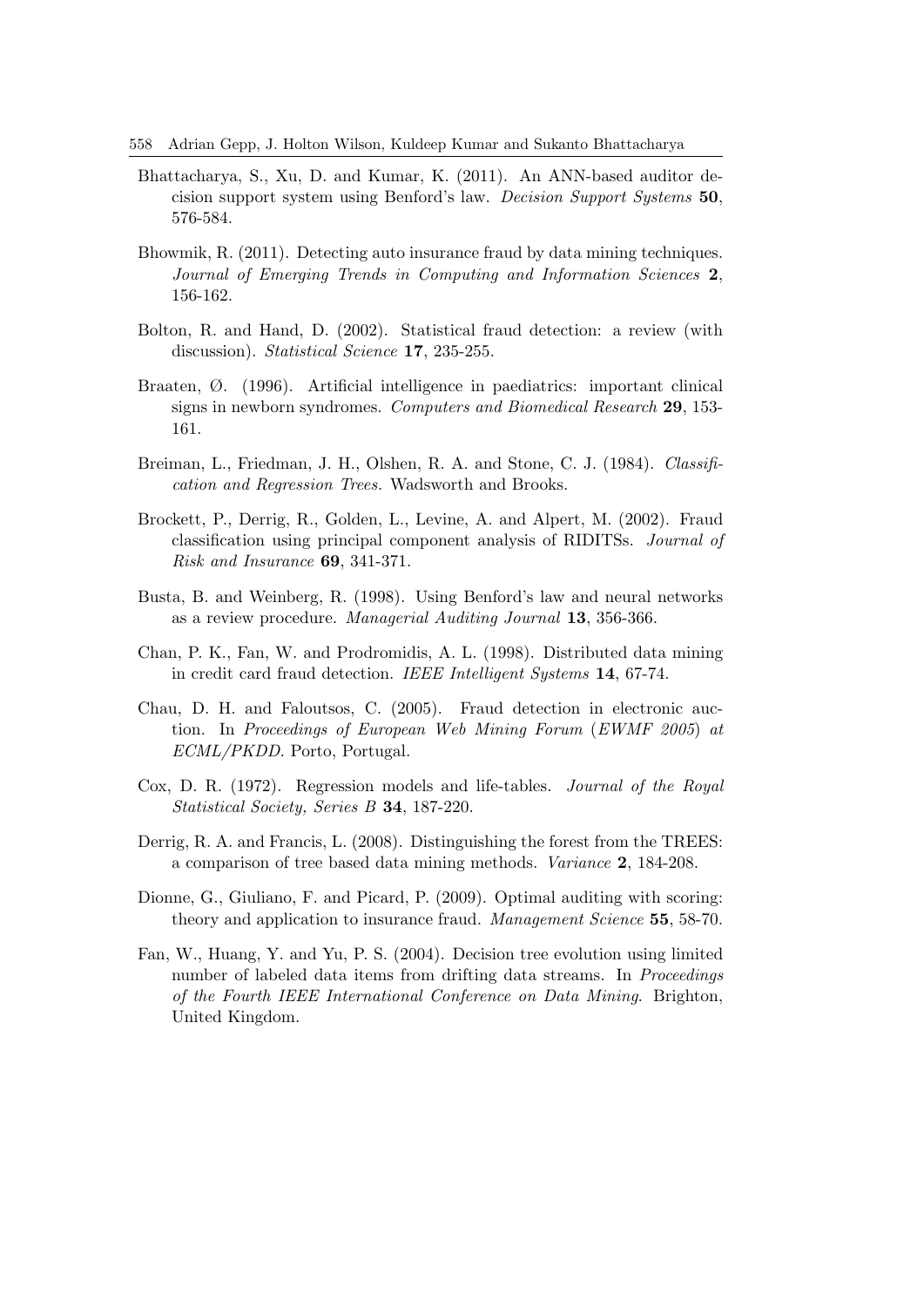Bhattacharya, S., Xu, D. and Kumar, K. (2011). An ANN-based auditor decision support system using Benford's law. *Decision Support Systems* **50**, 576-584.

Bhowmik, R. (2011). Detecting auto insurance fraud by data mining techniques. *Journal of Emerging Trends in Computing and Information Sciences* **2**, 156-162.

Bolton, R. and Hand, D. (2002). Statistical fraud detection: a review (with discussion). *Statistical Science* **17**, 235-255.

Braaten, Ø. (1996). Artificial intelligence in paediatrics: important clinical signs in newborn syndromes. *Computers and Biomedical Research* **29**, 153-161.

Breiman, L., Friedman, J. H., Olshen, R. A. and Stone, C. J. (1984). *Classification and Regression Trees.* Wadsworth and Brooks.

Brockett, P., Derrig, R., Golden, L., Levine, A. and Alpert, M. (2002). Fraud classification using principal component analysis of RIDITSs. *Journal of Risk and Insurance* **69**, 341-371.

Busta, B. and Weinberg, R. (1998). Using Benford's law and neural networks as a review procedure. *Managerial Auditing Journal* **13**, 356-366.

Chan, P. K., Fan, W. and Prodromidis, A. L. (1998). Distributed data mining in credit card fraud detection. *IEEE Intelligent Systems* **14**, 67-74.

Chau, D. H. and Faloutsos, C. (2005). Fraud detection in electronic auction. In *Proceedings of European Web Mining Forum* (*EWMF 2005*) *at ECML/PKDD*. Porto, Portugal.

Cox, D. R. (1972). Regression models and life-tables. *Journal of the Royal Statistical Society, Series B* **34**, 187-220.

Derrig, R. A. and Francis, L. (2008). Distinguishing the forest from the TREES: a comparison of tree based data mining methods. *Variance* **2**, 184-208.

Dionne, G., Giuliano, F. and Picard, P. (2009). Optimal auditing with scoring: theory and application to insurance fraud. *Management Science* **55**, 58-70.

Fan, W., Huang, Y. and Yu, P. S. (2004). Decision tree evolution using limited number of labeled data items from drifting data streams. In *Proceedings of the Fourth IEEE International Conference on Data Mining*. Brighton, United Kingdom.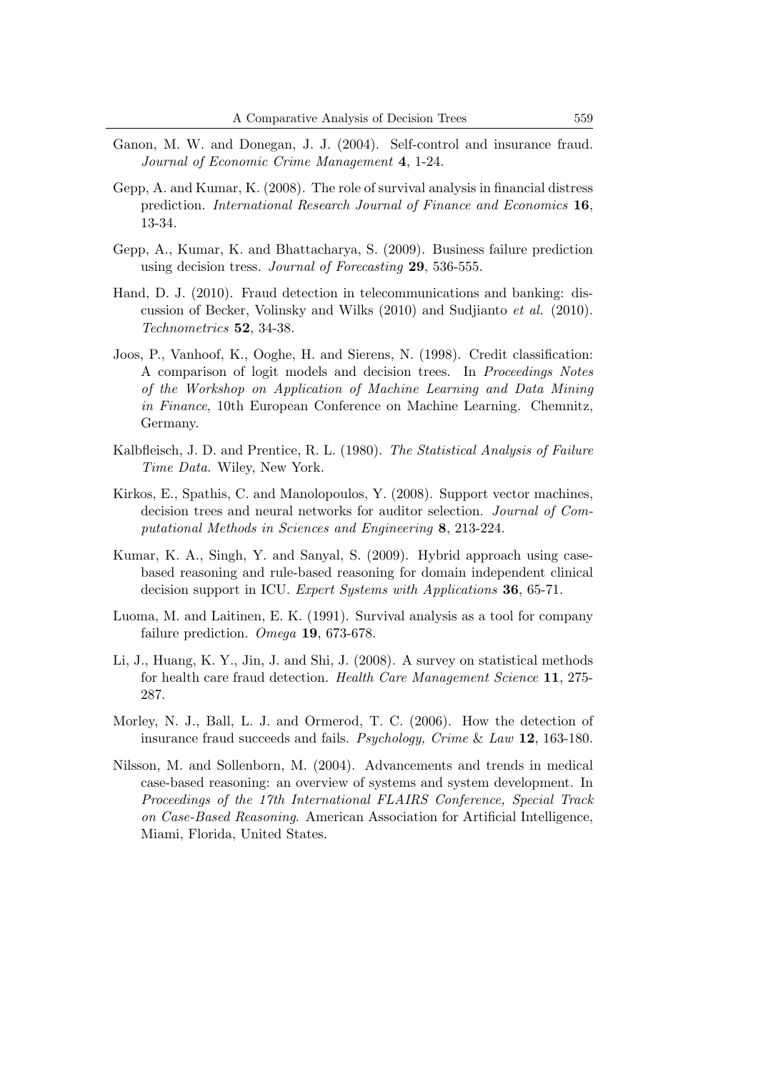Ganon, M. W. and Donegan, J. J. (2004). Self-control and insurance fraud. *Journal of Economic Crime Management* **4**, 1-24.

Gepp, A. and Kumar, K. (2008). The role of survival analysis in financial distress prediction. *International Research Journal of Finance and Economics* **16**, 13-34.

Gepp, A., Kumar, K. and Bhattacharya, S. (2009). Business failure prediction using decision tress. *Journal of Forecasting* **29**, 536-555.

Hand, D. J. (2010). Fraud detection in telecommunications and banking: discussion of Becker, Volinsky and Wilks (2010) and Sudjianto *et al.* (2010). *Technometrics* **52**, 34-38.

Joos, P., Vanhoof, K., Ooghe, H. and Sierens, N. (1998). Credit classification: A comparison of logit models and decision trees. In *Proceedings Notes of the Workshop on Application of Machine Learning and Data Mining in Finance*, 10th European Conference on Machine Learning. Chemnitz, Germany.

Kalbfleisch, J. D. and Prentice, R. L. (1980). *The Statistical Analysis of Failure Time Data.* Wiley, New York.

Kirkos, E., Spathis, C. and Manolopoulos, Y. (2008). Support vector machines, decision trees and neural networks for auditor selection. *Journal of Computational Methods in Sciences and Engineering* **8**, 213-224.

Kumar, K. A., Singh, Y. and Sanyal, S. (2009). Hybrid approach using case-based reasoning and rule-based reasoning for domain independent clinical decision support in ICU. *Expert Systems with Applications* **36**, 65-71.

Luoma, M. and Laitinen, E. K. (1991). Survival analysis as a tool for company failure prediction. *Omega* **19**, 673-678.

Li, J., Huang, K. Y., Jin, J. and Shi, J. (2008). A survey on statistical methods for health care fraud detection. *Health Care Management Science* **11**, 275-287.

Morley, N. J., Ball, L. J. and Ormerod, T. C. (2006). How the detection of insurance fraud succeeds and fails. *Psychology, Crime* & *Law* **12**, 163-180.

Nilsson, M. and Sollenborn, M. (2004). Advancements and trends in medical case-based reasoning: an overview of systems and system development. In *Proceedings of the 17th International FLAIRS Conference, Special Track on Case-Based Reasoning*. American Association for Artificial Intelligence, Miami, Florida, United States.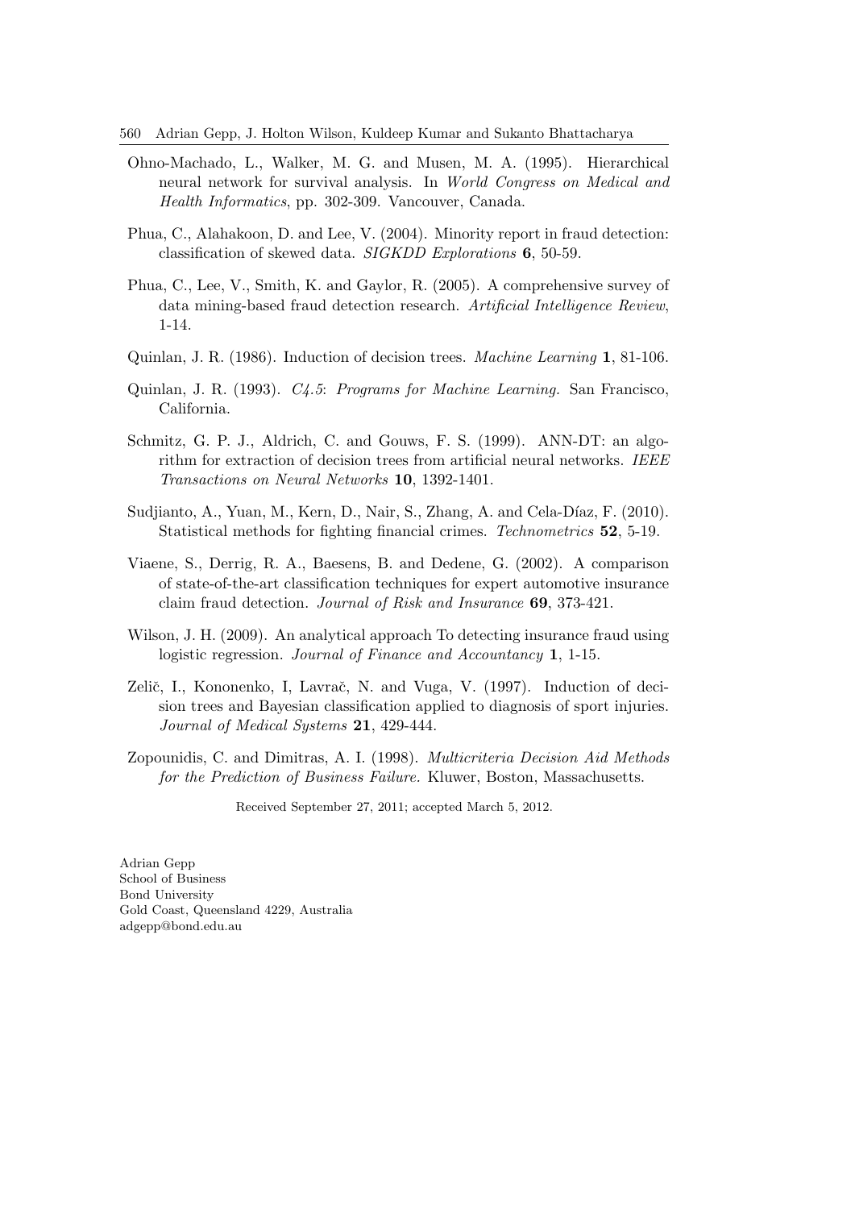Ohno-Machado, L., Walker, M. G. and Musen, M. A. (1995). Hierarchical neural network for survival analysis. In *World Congress on Medical and Health Informatics*, pp. 302-309. Vancouver, Canada.

Phua, C., Alahakoon, D. and Lee, V. (2004). Minority report in fraud detection: classification of skewed data. *SIGKDD Explorations* **6**, 50-59.

Phua, C., Lee, V., Smith, K. and Gaylor, R. (2005). A comprehensive survey of data mining-based fraud detection research. *Artificial Intelligence Review*, 1-14.

Quinlan, J. R. (1986). Induction of decision trees. *Machine Learning* **1**, 81-106.

Quinlan, J. R. (1993). *C4.5: Programs for Machine Learning.* San Francisco, California.

Schmitz, G. P. J., Aldrich, C. and Gouws, F. S. (1999). ANN-DT: an algorithm for extraction of decision trees from artificial neural networks. *IEEE Transactions on Neural Networks* **10**, 1392-1401.

Sudjianto, A., Yuan, M., Kern, D., Nair, S., Zhang, A. and Cela-Díaz, F. (2010). Statistical methods for fighting financial crimes. *Technometrics* **52**, 5-19.

Viaene, S., Derrig, R. A., Baesens, B. and Dedene, G. (2002). A comparison of state-of-the-art classification techniques for expert automotive insurance claim fraud detection. *Journal of Risk and Insurance* **69**, 373-421.

Wilson, J. H. (2009). An analytical approach To detecting insurance fraud using logistic regression. *Journal of Finance and Accountancy* **1**, 1-15.

Zelič, I., Kononenko, I, Lavrač, N. and Vuga, V. (1997). Induction of decision trees and Bayesian classification applied to diagnosis of sport injuries. *Journal of Medical Systems* **21**, 429-444.

Zopounidis, C. and Dimitras, A. I. (1998). *Multicriteria Decision Aid Methods for the Prediction of Business Failure.* Kluwer, Boston, Massachusetts.

Received September 27, 2011; accepted March 5, 2012.

Adrian Gepp
School of Business
Bond University
Gold Coast, Queensland 4229, Australia
adgepp@bond.edu.au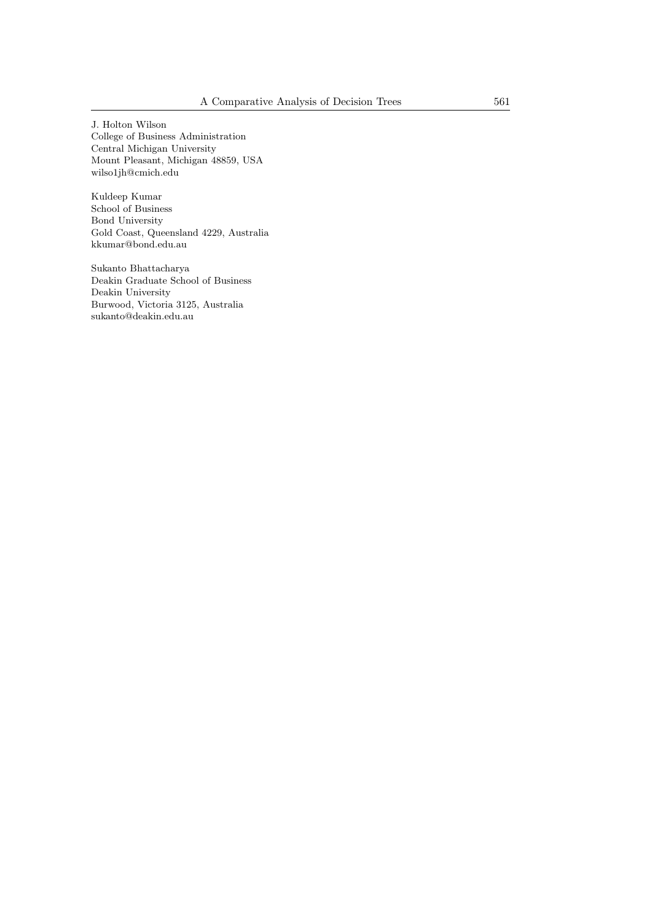J. Holton Wilson
College of Business Administration
Central Michigan University
Mount Pleasant, Michigan 48859, USA
wilso1jh@cmich.edu

Kuldeep Kumar
School of Business
Bond University
Gold Coast, Queensland 4229, Australia
kkumar@bond.edu.au

Sukanto Bhattacharya
Deakin Graduate School of Business
Deakin University
Burwood, Victoria 3125, Australia
sukanto@deakin.edu.au